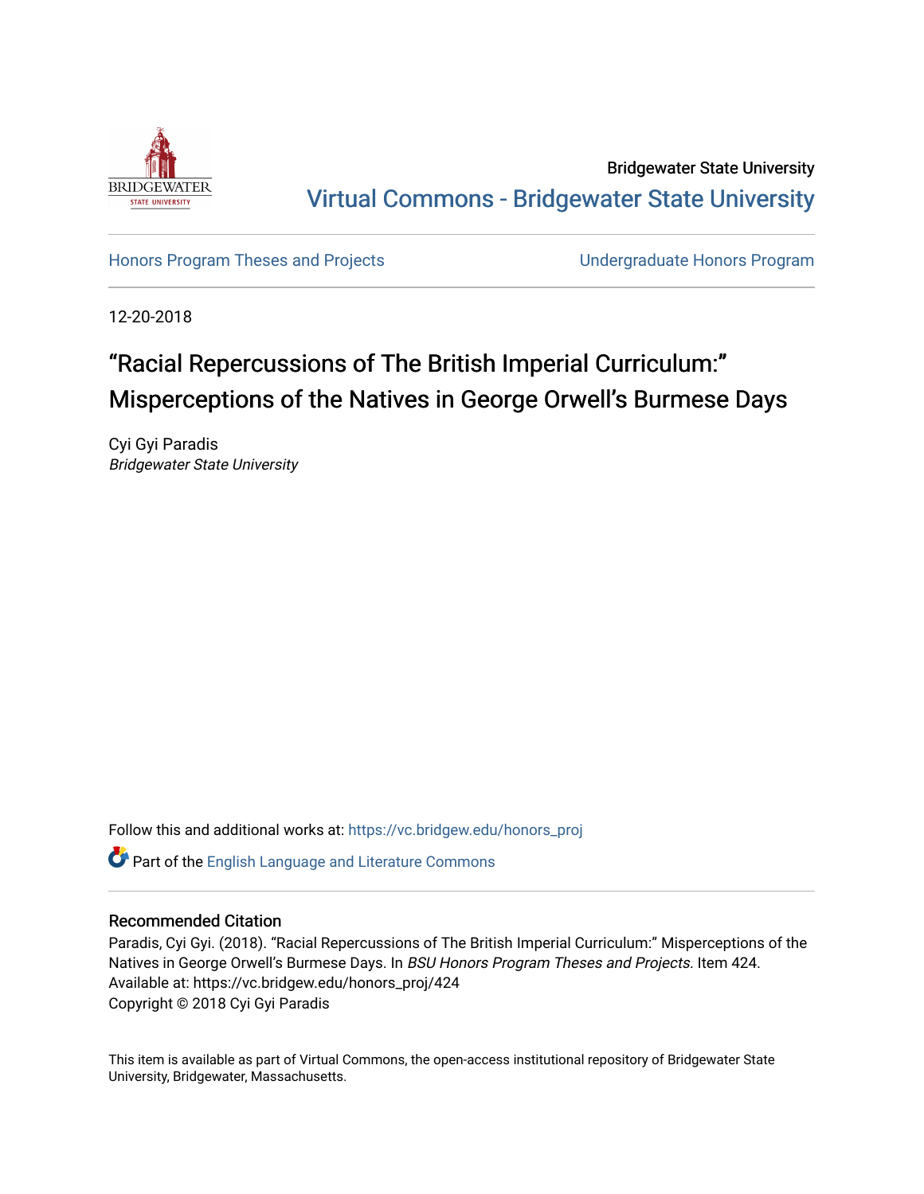Bridgewater State University

# Virtual Commons - Bridgewater State University

Honors Program Theses and Projects

Undergraduate Honors Program

12-20-2018

# "Racial Repercussions of The British Imperial Curriculum:" Misperceptions of the Natives in George Orwell's Burmese Days

Cyi Gyi Paradis
*Bridgewater State University*

Follow this and additional works at: https://vc.bridgew.edu/honors_proj

Part of the English Language and Literature Commons

## Recommended Citation

Paradis, Cyi Gyi. (2018). "Racial Repercussions of The British Imperial Curriculum:" Misperceptions of the Natives in George Orwell's Burmese Days. In *BSU Honors Program Theses and Projects*. Item 424.
Available at: https://vc.bridgew.edu/honors_proj/424
Copyright © 2018 Cyi Gyi Paradis

This item is available as part of Virtual Commons, the open-access institutional repository of Bridgewater State University, Bridgewater, Massachusetts.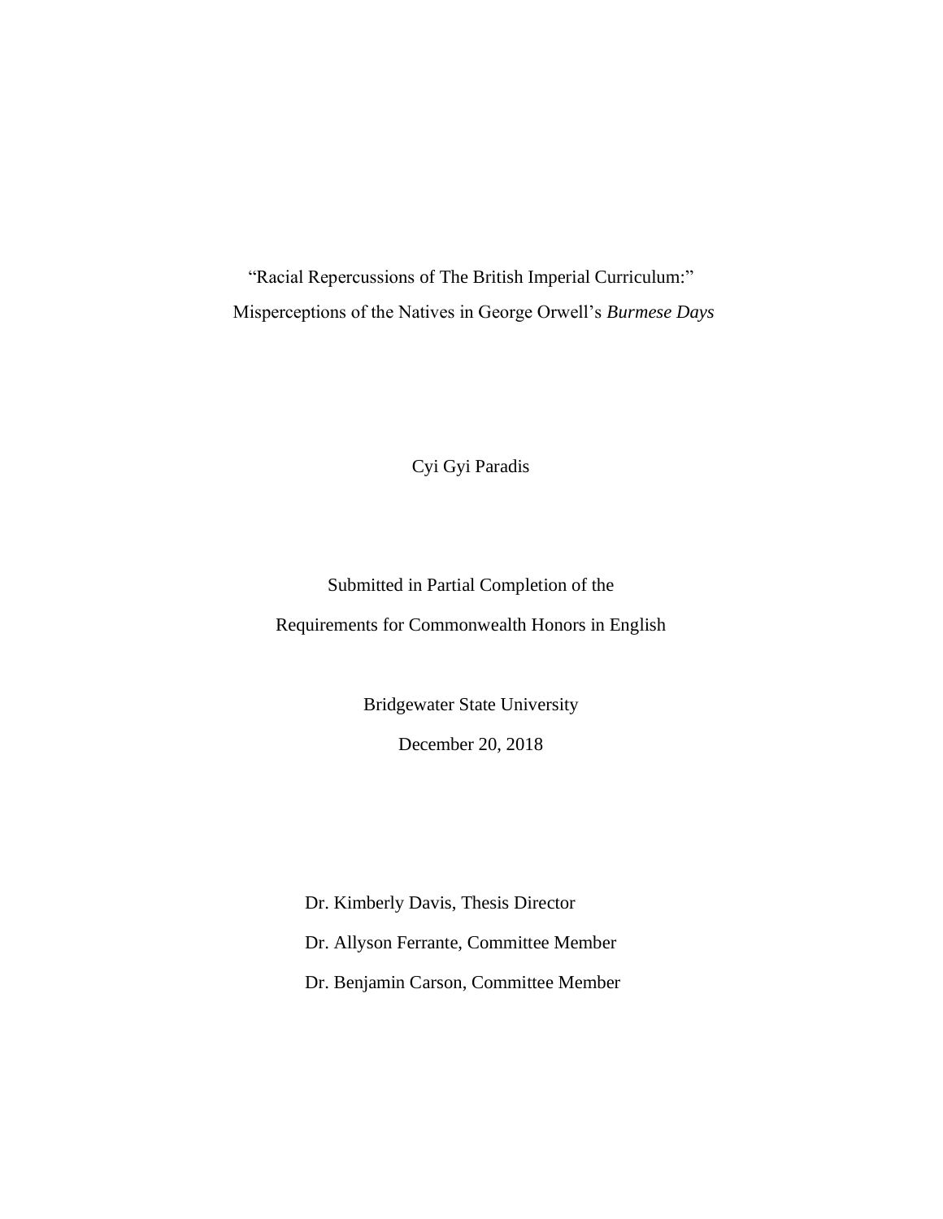"Racial Repercussions of The British Imperial Curriculum:"

Misperceptions of the Natives in George Orwell's *Burmese Days*

Cyi Gyi Paradis

Submitted in Partial Completion of the

Requirements for Commonwealth Honors in English

Bridgewater State University

December 20, 2018

Dr. Kimberly Davis, Thesis Director

Dr. Allyson Ferrante, Committee Member

Dr. Benjamin Carson, Committee Member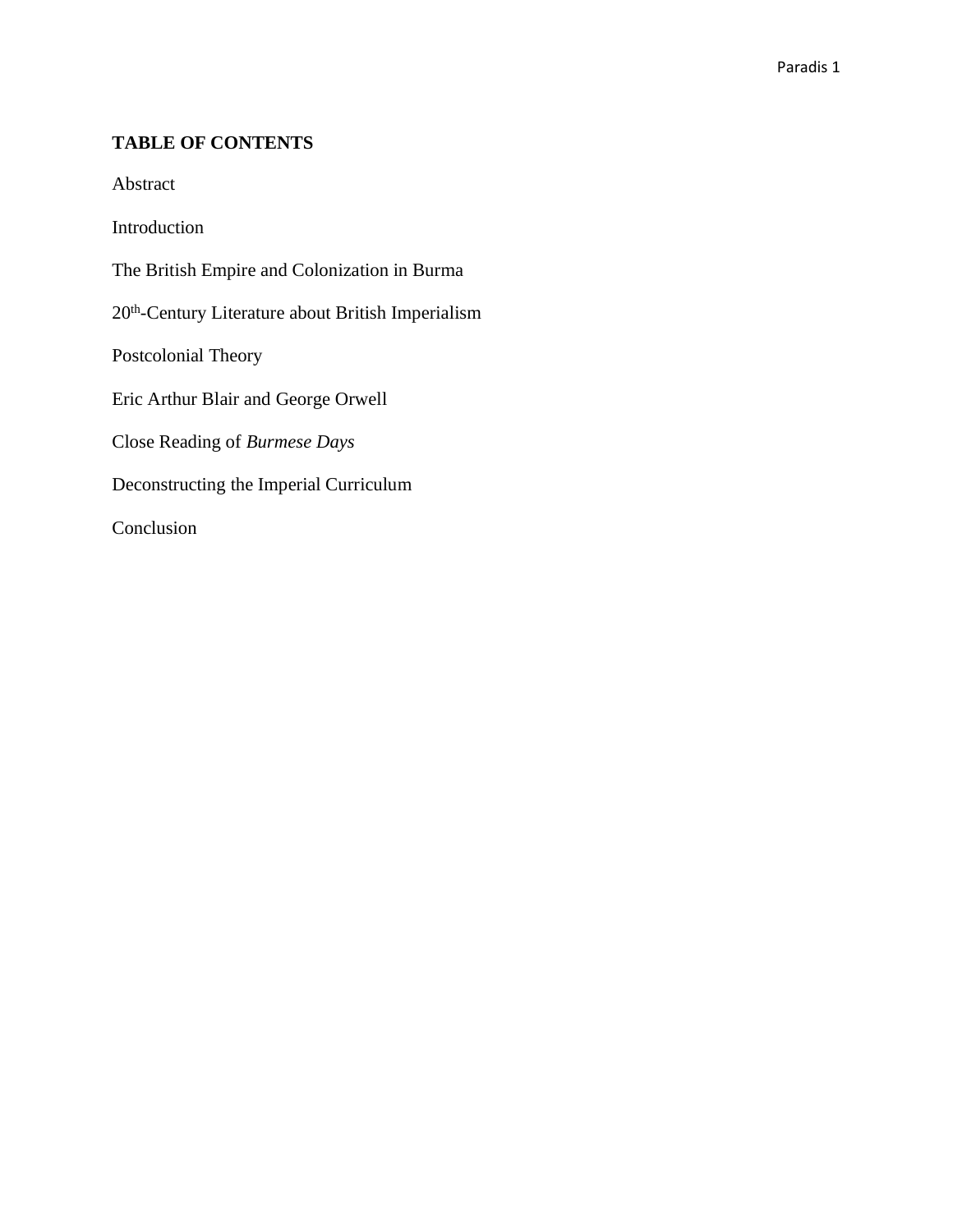**TABLE OF CONTENTS**

Abstract

Introduction

The British Empire and Colonization in Burma

20th-Century Literature about British Imperialism

Postcolonial Theory

Eric Arthur Blair and George Orwell

Close Reading of *Burmese Days*

Deconstructing the Imperial Curriculum

Conclusion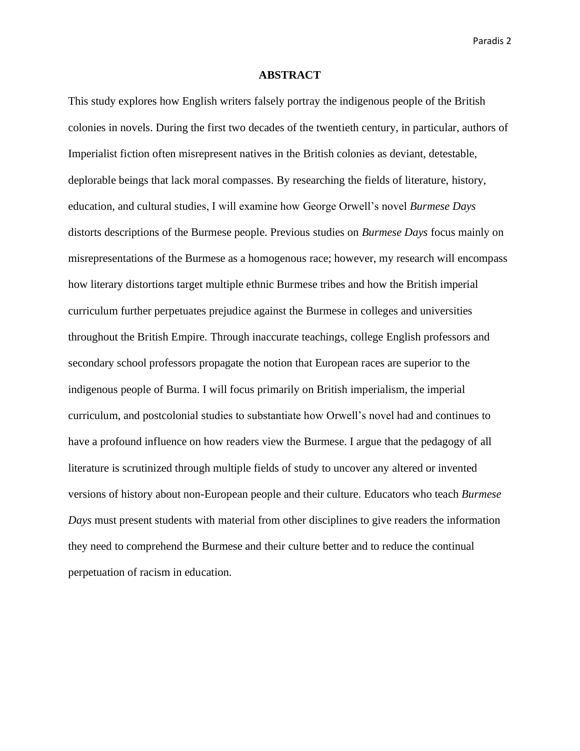## ABSTRACT

This study explores how English writers falsely portray the indigenous people of the British colonies in novels. During the first two decades of the twentieth century, in particular, authors of Imperialist fiction often misrepresent natives in the British colonies as deviant, detestable, deplorable beings that lack moral compasses. By researching the fields of literature, history, education, and cultural studies, I will examine how George Orwell's novel *Burmese Days* distorts descriptions of the Burmese people. Previous studies on *Burmese Days* focus mainly on misrepresentations of the Burmese as a homogenous race; however, my research will encompass how literary distortions target multiple ethnic Burmese tribes and how the British imperial curriculum further perpetuates prejudice against the Burmese in colleges and universities throughout the British Empire. Through inaccurate teachings, college English professors and secondary school professors propagate the notion that European races are superior to the indigenous people of Burma. I will focus primarily on British imperialism, the imperial curriculum, and postcolonial studies to substantiate how Orwell's novel had and continues to have a profound influence on how readers view the Burmese. I argue that the pedagogy of all literature is scrutinized through multiple fields of study to uncover any altered or invented versions of history about non-European people and their culture. Educators who teach *Burmese Days* must present students with material from other disciplines to give readers the information they need to comprehend the Burmese and their culture better and to reduce the continual perpetuation of racism in education.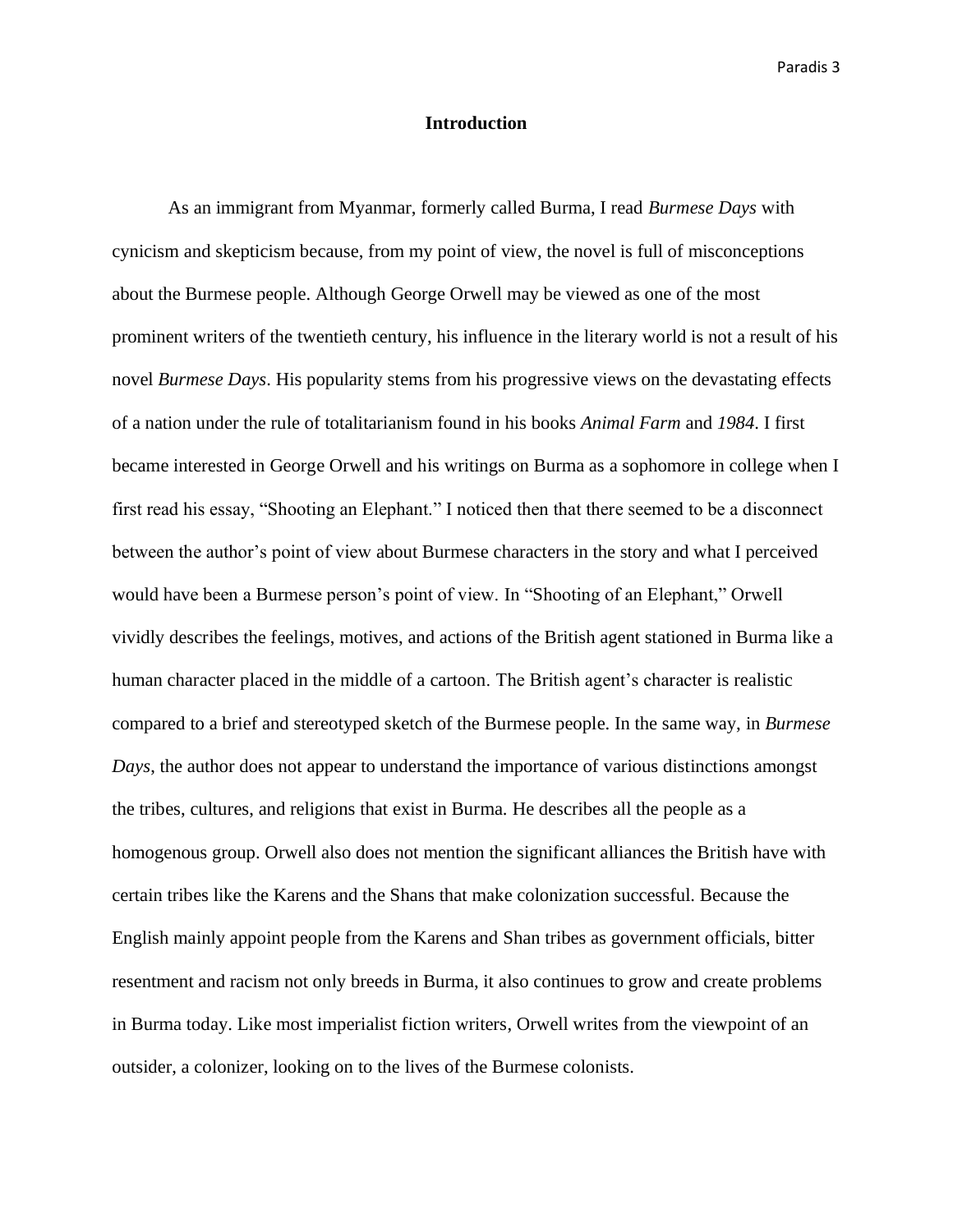## Introduction

As an immigrant from Myanmar, formerly called Burma, I read *Burmese Days* with cynicism and skepticism because, from my point of view, the novel is full of misconceptions about the Burmese people. Although George Orwell may be viewed as one of the most prominent writers of the twentieth century, his influence in the literary world is not a result of his novel *Burmese Days*. His popularity stems from his progressive views on the devastating effects of a nation under the rule of totalitarianism found in his books *Animal Farm* and *1984*. I first became interested in George Orwell and his writings on Burma as a sophomore in college when I first read his essay, "Shooting an Elephant." I noticed then that there seemed to be a disconnect between the author's point of view about Burmese characters in the story and what I perceived would have been a Burmese person's point of view. In "Shooting of an Elephant," Orwell vividly describes the feelings, motives, and actions of the British agent stationed in Burma like a human character placed in the middle of a cartoon. The British agent's character is realistic compared to a brief and stereotyped sketch of the Burmese people. In the same way, in *Burmese Days*, the author does not appear to understand the importance of various distinctions amongst the tribes, cultures, and religions that exist in Burma. He describes all the people as a homogenous group. Orwell also does not mention the significant alliances the British have with certain tribes like the Karens and the Shans that make colonization successful. Because the English mainly appoint people from the Karens and Shan tribes as government officials, bitter resentment and racism not only breeds in Burma, it also continues to grow and create problems in Burma today. Like most imperialist fiction writers, Orwell writes from the viewpoint of an outsider, a colonizer, looking on to the lives of the Burmese colonists.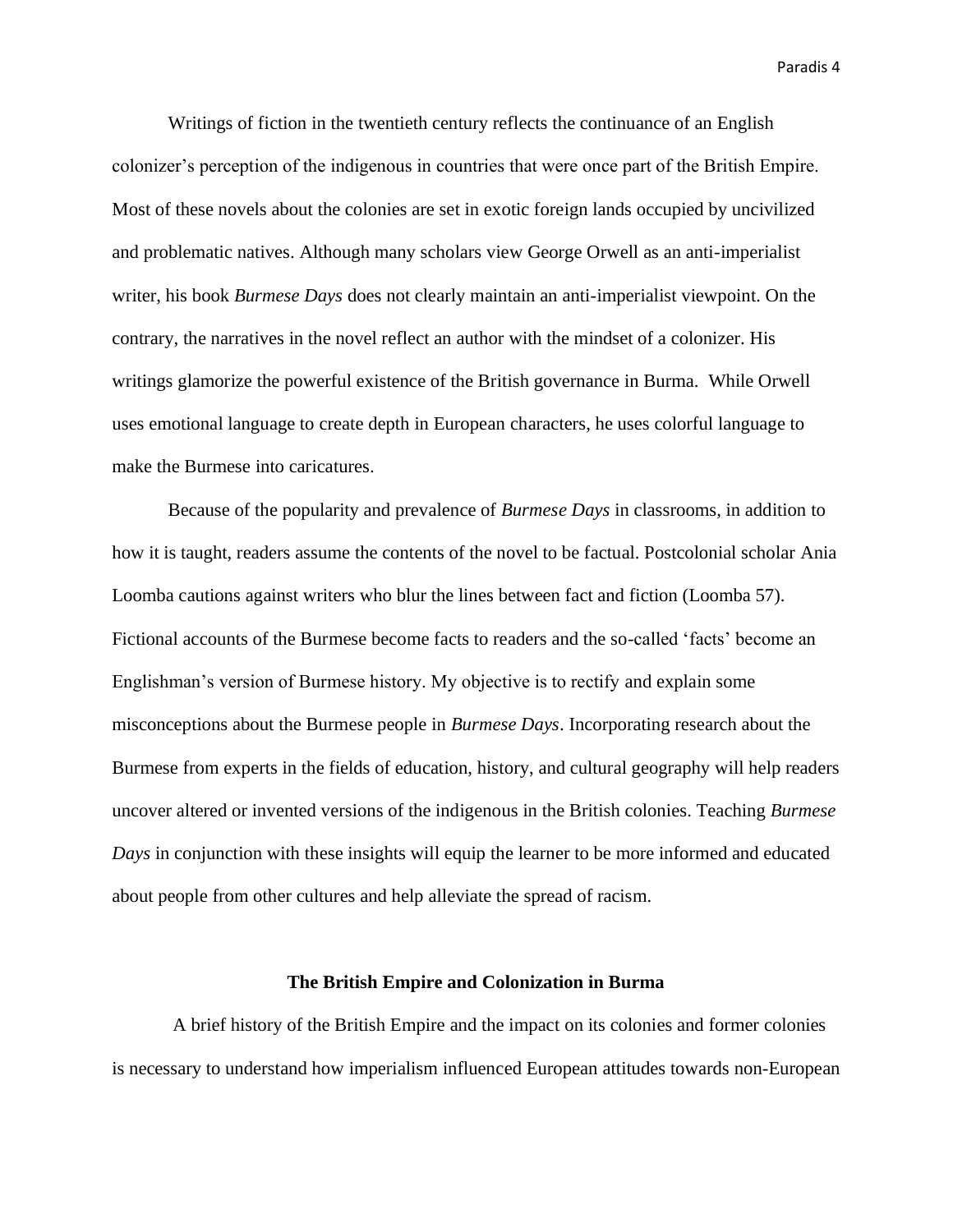Writings of fiction in the twentieth century reflects the continuance of an English colonizer's perception of the indigenous in countries that were once part of the British Empire. Most of these novels about the colonies are set in exotic foreign lands occupied by uncivilized and problematic natives. Although many scholars view George Orwell as an anti-imperialist writer, his book *Burmese Days* does not clearly maintain an anti-imperialist viewpoint. On the contrary, the narratives in the novel reflect an author with the mindset of a colonizer. His writings glamorize the powerful existence of the British governance in Burma. While Orwell uses emotional language to create depth in European characters, he uses colorful language to make the Burmese into caricatures.

Because of the popularity and prevalence of *Burmese Days* in classrooms, in addition to how it is taught, readers assume the contents of the novel to be factual. Postcolonial scholar Ania Loomba cautions against writers who blur the lines between fact and fiction (Loomba 57). Fictional accounts of the Burmese become facts to readers and the so-called 'facts' become an Englishman's version of Burmese history. My objective is to rectify and explain some misconceptions about the Burmese people in *Burmese Days*. Incorporating research about the Burmese from experts in the fields of education, history, and cultural geography will help readers uncover altered or invented versions of the indigenous in the British colonies. Teaching *Burmese Days* in conjunction with these insights will equip the learner to be more informed and educated about people from other cultures and help alleviate the spread of racism.

## The British Empire and Colonization in Burma

A brief history of the British Empire and the impact on its colonies and former colonies is necessary to understand how imperialism influenced European attitudes towards non-European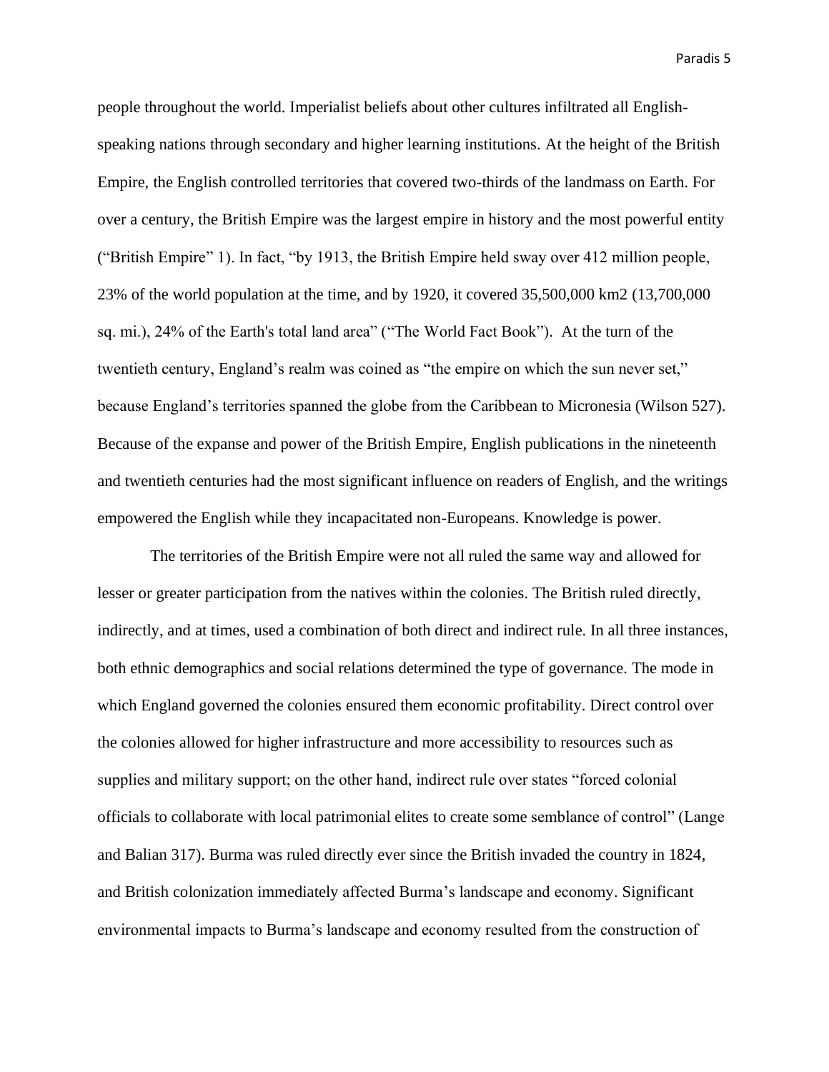people throughout the world. Imperialist beliefs about other cultures infiltrated all English-speaking nations through secondary and higher learning institutions. At the height of the British Empire, the English controlled territories that covered two-thirds of the landmass on Earth. For over a century, the British Empire was the largest empire in history and the most powerful entity ("British Empire" 1). In fact, "by 1913, the British Empire held sway over 412 million people, 23% of the world population at the time, and by 1920, it covered 35,500,000 km2 (13,700,000 sq. mi.), 24% of the Earth's total land area" ("The World Fact Book"). At the turn of the twentieth century, England's realm was coined as "the empire on which the sun never set," because England's territories spanned the globe from the Caribbean to Micronesia (Wilson 527). Because of the expanse and power of the British Empire, English publications in the nineteenth and twentieth centuries had the most significant influence on readers of English, and the writings empowered the English while they incapacitated non-Europeans. Knowledge is power.

The territories of the British Empire were not all ruled the same way and allowed for lesser or greater participation from the natives within the colonies. The British ruled directly, indirectly, and at times, used a combination of both direct and indirect rule. In all three instances, both ethnic demographics and social relations determined the type of governance. The mode in which England governed the colonies ensured them economic profitability. Direct control over the colonies allowed for higher infrastructure and more accessibility to resources such as supplies and military support; on the other hand, indirect rule over states "forced colonial officials to collaborate with local patrimonial elites to create some semblance of control" (Lange and Balian 317). Burma was ruled directly ever since the British invaded the country in 1824, and British colonization immediately affected Burma's landscape and economy. Significant environmental impacts to Burma's landscape and economy resulted from the construction of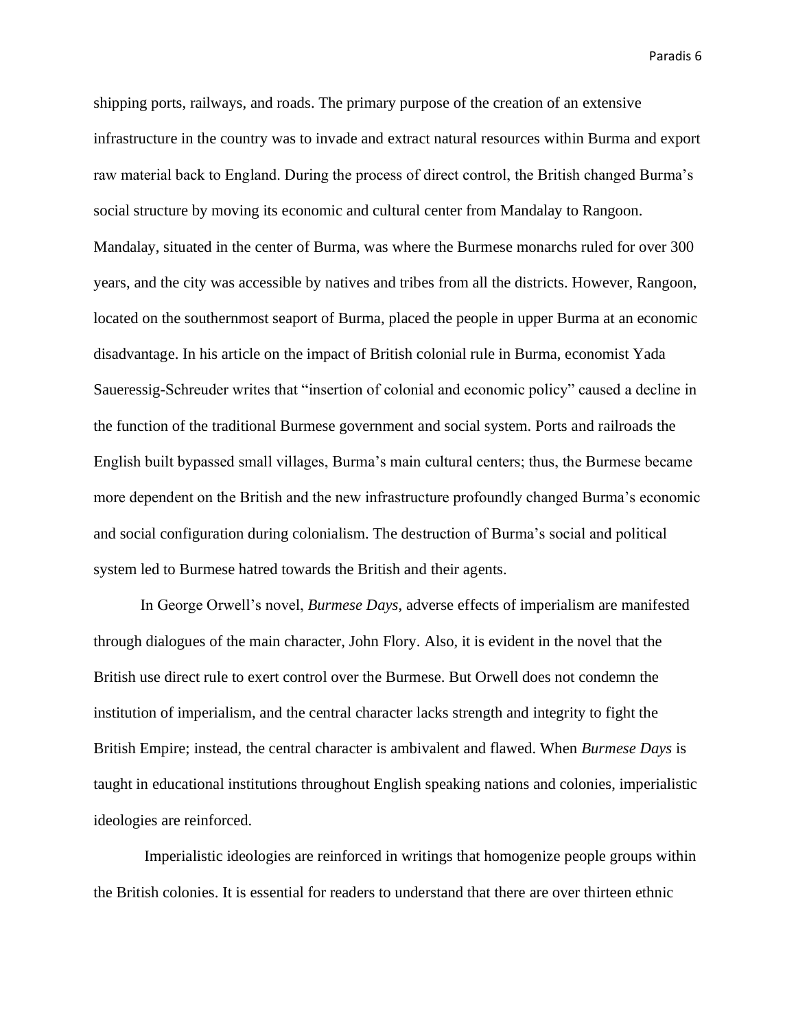shipping ports, railways, and roads. The primary purpose of the creation of an extensive infrastructure in the country was to invade and extract natural resources within Burma and export raw material back to England. During the process of direct control, the British changed Burma's social structure by moving its economic and cultural center from Mandalay to Rangoon. Mandalay, situated in the center of Burma, was where the Burmese monarchs ruled for over 300 years, and the city was accessible by natives and tribes from all the districts. However, Rangoon, located on the southernmost seaport of Burma, placed the people in upper Burma at an economic disadvantage. In his article on the impact of British colonial rule in Burma, economist Yada Saueressig-Schreuder writes that "insertion of colonial and economic policy" caused a decline in the function of the traditional Burmese government and social system. Ports and railroads the English built bypassed small villages, Burma's main cultural centers; thus, the Burmese became more dependent on the British and the new infrastructure profoundly changed Burma's economic and social configuration during colonialism. The destruction of Burma's social and political system led to Burmese hatred towards the British and their agents.

In George Orwell's novel, *Burmese Days*, adverse effects of imperialism are manifested through dialogues of the main character, John Flory. Also, it is evident in the novel that the British use direct rule to exert control over the Burmese. But Orwell does not condemn the institution of imperialism, and the central character lacks strength and integrity to fight the British Empire; instead, the central character is ambivalent and flawed. When *Burmese Days* is taught in educational institutions throughout English speaking nations and colonies, imperialistic ideologies are reinforced.

Imperialistic ideologies are reinforced in writings that homogenize people groups within the British colonies. It is essential for readers to understand that there are over thirteen ethnic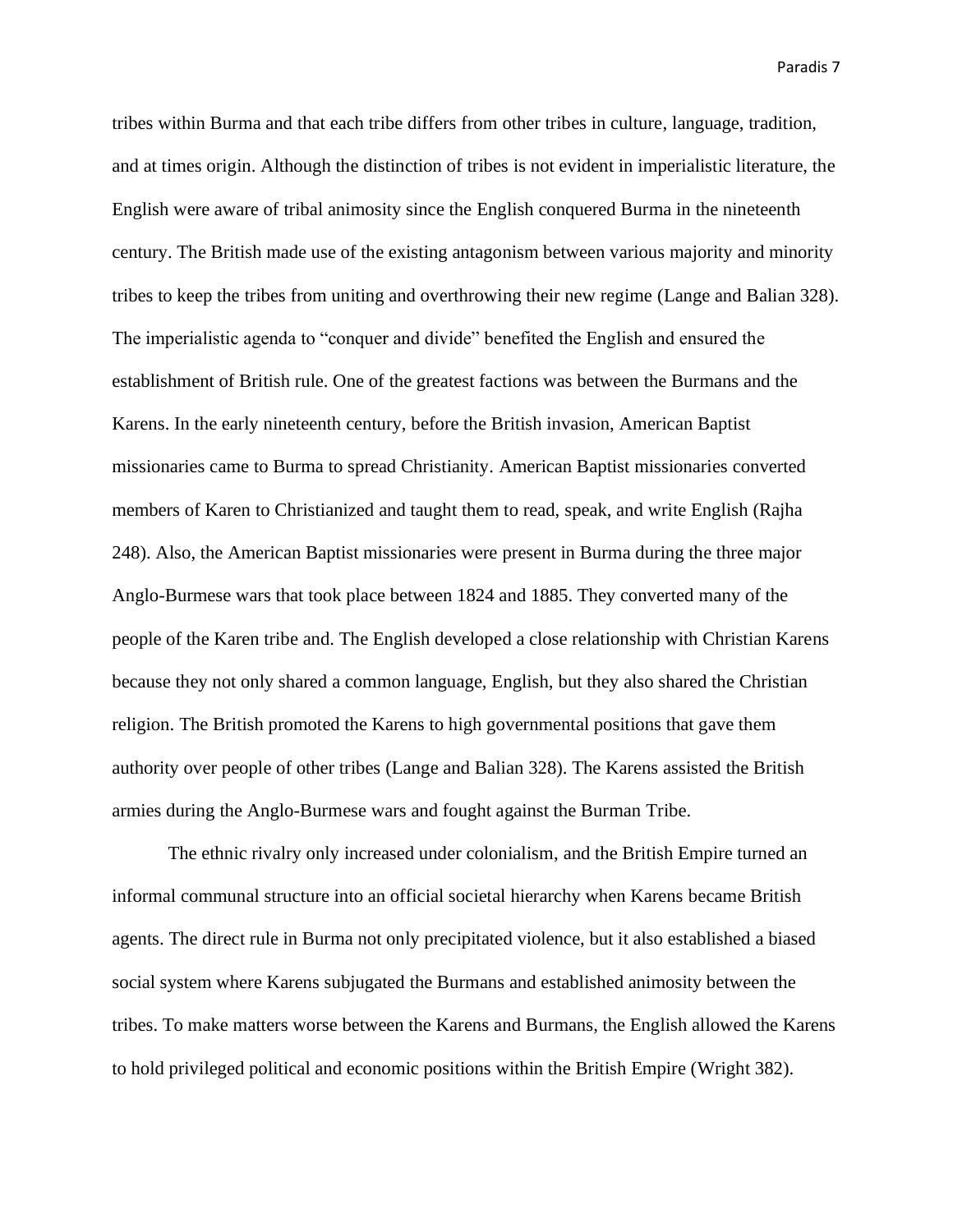tribes within Burma and that each tribe differs from other tribes in culture, language, tradition, and at times origin. Although the distinction of tribes is not evident in imperialistic literature, the English were aware of tribal animosity since the English conquered Burma in the nineteenth century. The British made use of the existing antagonism between various majority and minority tribes to keep the tribes from uniting and overthrowing their new regime (Lange and Balian 328). The imperialistic agenda to "conquer and divide" benefited the English and ensured the establishment of British rule. One of the greatest factions was between the Burmans and the Karens. In the early nineteenth century, before the British invasion, American Baptist missionaries came to Burma to spread Christianity. American Baptist missionaries converted members of Karen to Christianized and taught them to read, speak, and write English (Rajha 248). Also, the American Baptist missionaries were present in Burma during the three major Anglo-Burmese wars that took place between 1824 and 1885. They converted many of the people of the Karen tribe and. The English developed a close relationship with Christian Karens because they not only shared a common language, English, but they also shared the Christian religion. The British promoted the Karens to high governmental positions that gave them authority over people of other tribes (Lange and Balian 328). The Karens assisted the British armies during the Anglo-Burmese wars and fought against the Burman Tribe.

The ethnic rivalry only increased under colonialism, and the British Empire turned an informal communal structure into an official societal hierarchy when Karens became British agents. The direct rule in Burma not only precipitated violence, but it also established a biased social system where Karens subjugated the Burmans and established animosity between the tribes. To make matters worse between the Karens and Burmans, the English allowed the Karens to hold privileged political and economic positions within the British Empire (Wright 382).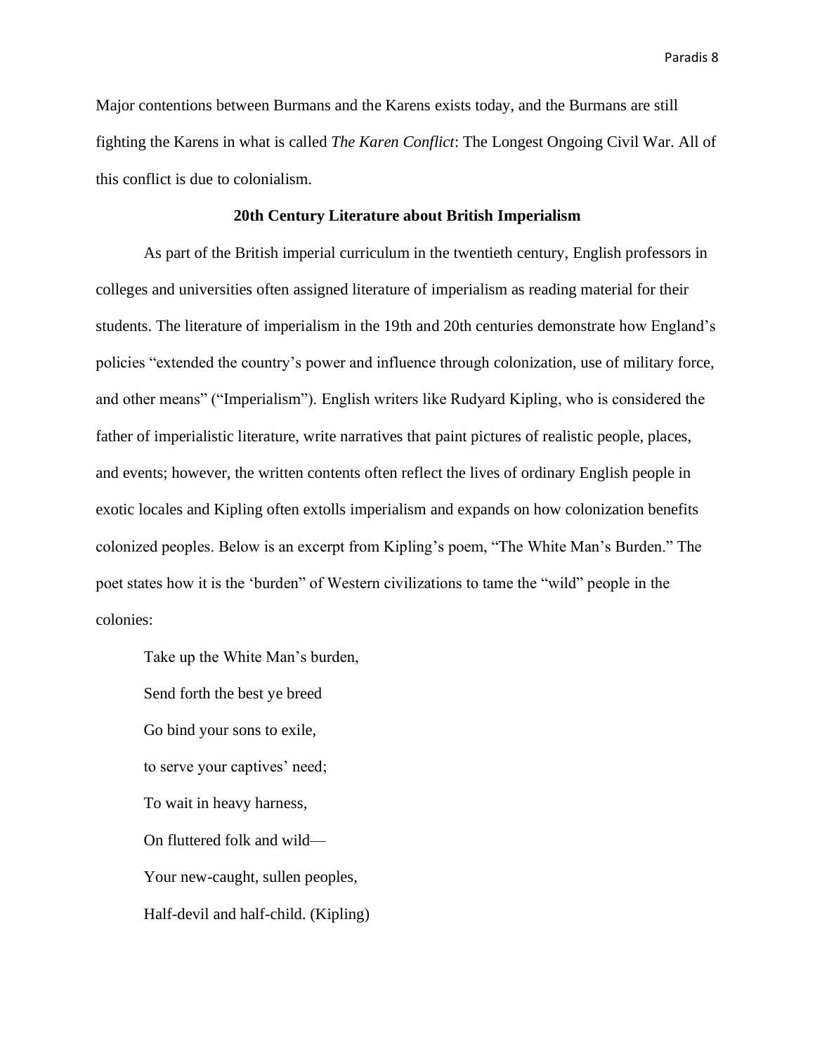Major contentions between Burmans and the Karens exists today, and the Burmans are still fighting the Karens in what is called *The Karen Conflict*: The Longest Ongoing Civil War. All of this conflict is due to colonialism.

## 20th Century Literature about British Imperialism

As part of the British imperial curriculum in the twentieth century, English professors in colleges and universities often assigned literature of imperialism as reading material for their students. The literature of imperialism in the 19th and 20th centuries demonstrate how England's policies "extended the country's power and influence through colonization, use of military force, and other means" ("Imperialism"). English writers like Rudyard Kipling, who is considered the father of imperialistic literature, write narratives that paint pictures of realistic people, places, and events; however, the written contents often reflect the lives of ordinary English people in exotic locales and Kipling often extolls imperialism and expands on how colonization benefits colonized peoples. Below is an excerpt from Kipling's poem, "The White Man's Burden." The poet states how it is the 'burden" of Western civilizations to tame the "wild" people in the colonies:

> Take up the White Man's burden,
>
> Send forth the best ye breed
>
> Go bind your sons to exile,
>
> to serve your captives' need;
>
> To wait in heavy harness,
>
> On fluttered folk and wild—
>
> Your new-caught, sullen peoples,
>
> Half-devil and half-child. (Kipling)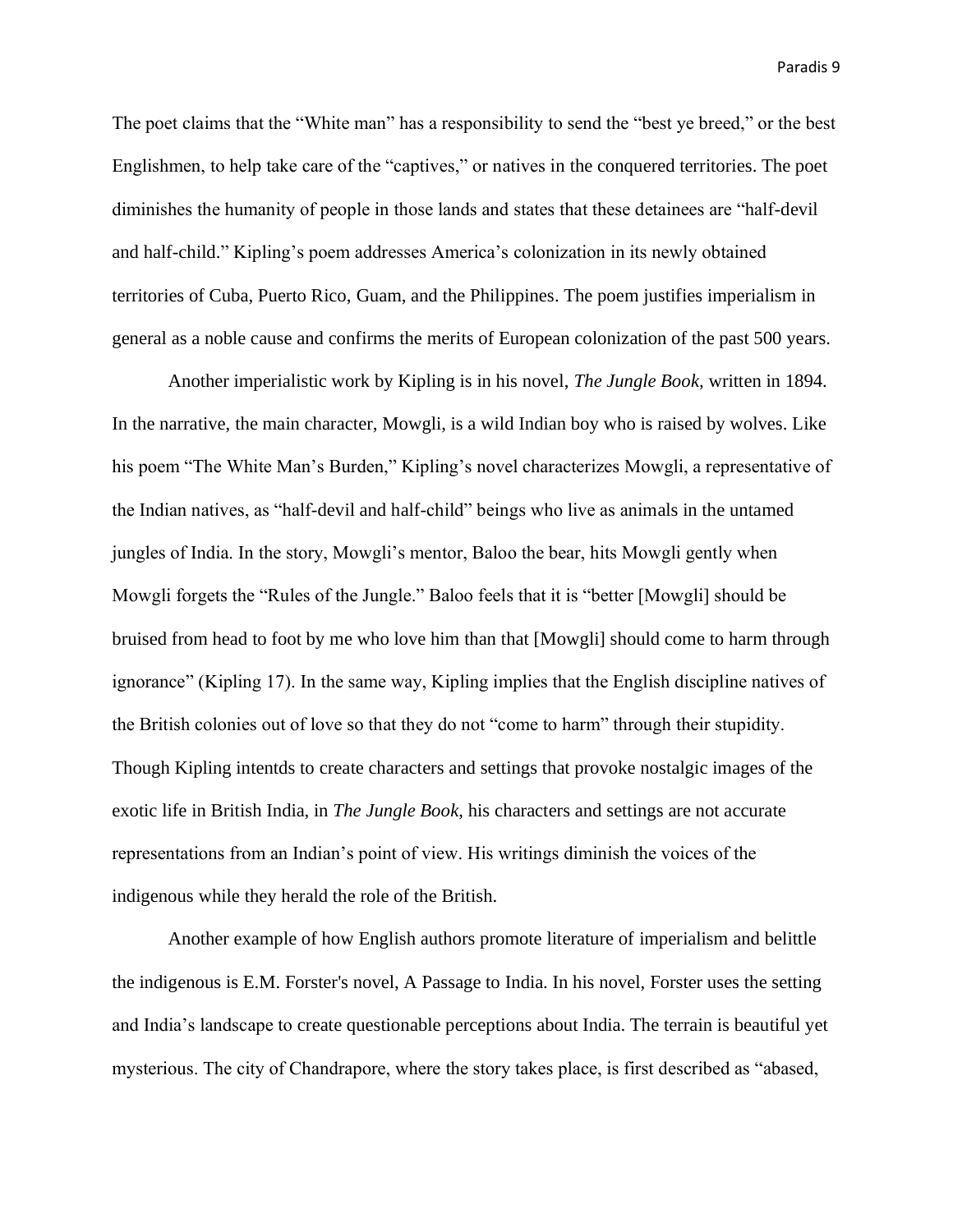The poet claims that the "White man" has a responsibility to send the "best ye breed," or the best Englishmen, to help take care of the "captives," or natives in the conquered territories. The poet diminishes the humanity of people in those lands and states that these detainees are "half-devil and half-child." Kipling's poem addresses America's colonization in its newly obtained territories of Cuba, Puerto Rico, Guam, and the Philippines. The poem justifies imperialism in general as a noble cause and confirms the merits of European colonization of the past 500 years.

Another imperialistic work by Kipling is in his novel, *The Jungle Book,* written in 1894. In the narrative, the main character, Mowgli, is a wild Indian boy who is raised by wolves. Like his poem "The White Man's Burden," Kipling's novel characterizes Mowgli, a representative of the Indian natives, as "half-devil and half-child" beings who live as animals in the untamed jungles of India. In the story, Mowgli's mentor, Baloo the bear, hits Mowgli gently when Mowgli forgets the "Rules of the Jungle." Baloo feels that it is "better [Mowgli] should be bruised from head to foot by me who love him than that [Mowgli] should come to harm through ignorance" (Kipling 17). In the same way, Kipling implies that the English discipline natives of the British colonies out of love so that they do not "come to harm" through their stupidity. Though Kipling intentds to create characters and settings that provoke nostalgic images of the exotic life in British India, in *The Jungle Book*, his characters and settings are not accurate representations from an Indian's point of view. His writings diminish the voices of the indigenous while they herald the role of the British.

Another example of how English authors promote literature of imperialism and belittle the indigenous is E.M. Forster's novel, A Passage to India. In his novel, Forster uses the setting and India's landscape to create questionable perceptions about India. The terrain is beautiful yet mysterious. The city of Chandrapore, where the story takes place, is first described as "abased,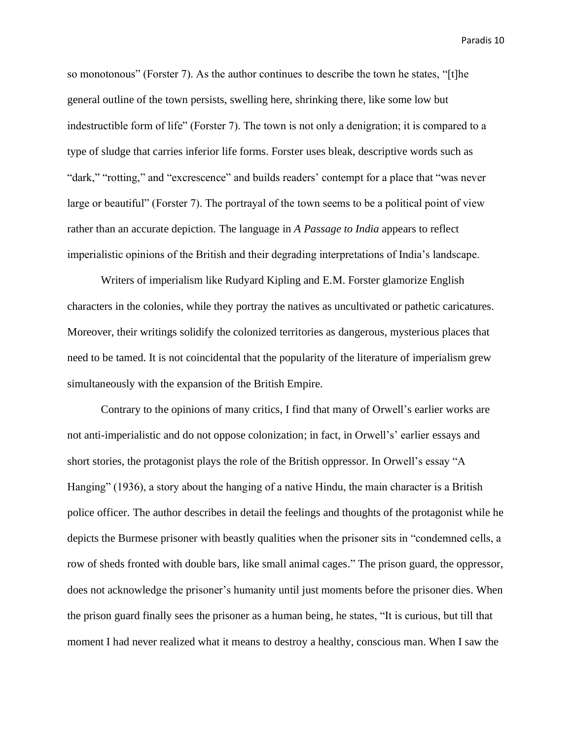so monotonous" (Forster 7). As the author continues to describe the town he states, "[t]he general outline of the town persists, swelling here, shrinking there, like some low but indestructible form of life" (Forster 7). The town is not only a denigration; it is compared to a type of sludge that carries inferior life forms. Forster uses bleak, descriptive words such as "dark," "rotting," and "excrescence" and builds readers' contempt for a place that "was never large or beautiful" (Forster 7). The portrayal of the town seems to be a political point of view rather than an accurate depiction. The language in *A Passage to India* appears to reflect imperialistic opinions of the British and their degrading interpretations of India's landscape.

Writers of imperialism like Rudyard Kipling and E.M. Forster glamorize English characters in the colonies, while they portray the natives as uncultivated or pathetic caricatures. Moreover, their writings solidify the colonized territories as dangerous, mysterious places that need to be tamed. It is not coincidental that the popularity of the literature of imperialism grew simultaneously with the expansion of the British Empire.

Contrary to the opinions of many critics, I find that many of Orwell's earlier works are not anti-imperialistic and do not oppose colonization; in fact, in Orwell's' earlier essays and short stories, the protagonist plays the role of the British oppressor. In Orwell's essay "A Hanging" (1936), a story about the hanging of a native Hindu, the main character is a British police officer. The author describes in detail the feelings and thoughts of the protagonist while he depicts the Burmese prisoner with beastly qualities when the prisoner sits in "condemned cells, a row of sheds fronted with double bars, like small animal cages." The prison guard, the oppressor, does not acknowledge the prisoner's humanity until just moments before the prisoner dies. When the prison guard finally sees the prisoner as a human being, he states, "It is curious, but till that moment I had never realized what it means to destroy a healthy, conscious man. When I saw the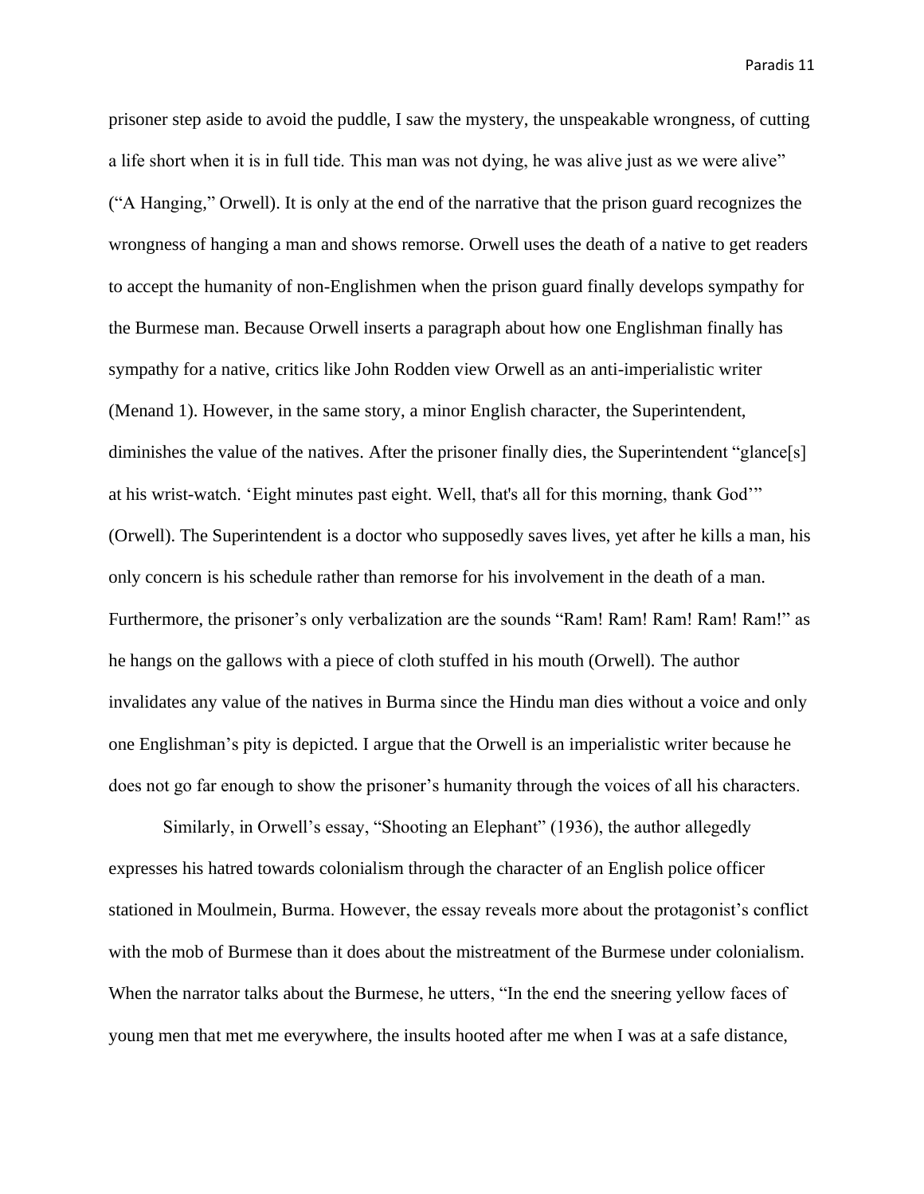prisoner step aside to avoid the puddle, I saw the mystery, the unspeakable wrongness, of cutting a life short when it is in full tide. This man was not dying, he was alive just as we were alive" ("A Hanging," Orwell). It is only at the end of the narrative that the prison guard recognizes the wrongness of hanging a man and shows remorse. Orwell uses the death of a native to get readers to accept the humanity of non-Englishmen when the prison guard finally develops sympathy for the Burmese man. Because Orwell inserts a paragraph about how one Englishman finally has sympathy for a native, critics like John Rodden view Orwell as an anti-imperialistic writer (Menand 1). However, in the same story, a minor English character, the Superintendent, diminishes the value of the natives. After the prisoner finally dies, the Superintendent "glance[s] at his wrist-watch. 'Eight minutes past eight. Well, that's all for this morning, thank God'" (Orwell). The Superintendent is a doctor who supposedly saves lives, yet after he kills a man, his only concern is his schedule rather than remorse for his involvement in the death of a man. Furthermore, the prisoner's only verbalization are the sounds "Ram! Ram! Ram! Ram! Ram!" as he hangs on the gallows with a piece of cloth stuffed in his mouth (Orwell). The author invalidates any value of the natives in Burma since the Hindu man dies without a voice and only one Englishman's pity is depicted. I argue that the Orwell is an imperialistic writer because he does not go far enough to show the prisoner's humanity through the voices of all his characters.

Similarly, in Orwell's essay, "Shooting an Elephant" (1936), the author allegedly expresses his hatred towards colonialism through the character of an English police officer stationed in Moulmein, Burma. However, the essay reveals more about the protagonist's conflict with the mob of Burmese than it does about the mistreatment of the Burmese under colonialism. When the narrator talks about the Burmese, he utters, "In the end the sneering yellow faces of young men that met me everywhere, the insults hooted after me when I was at a safe distance,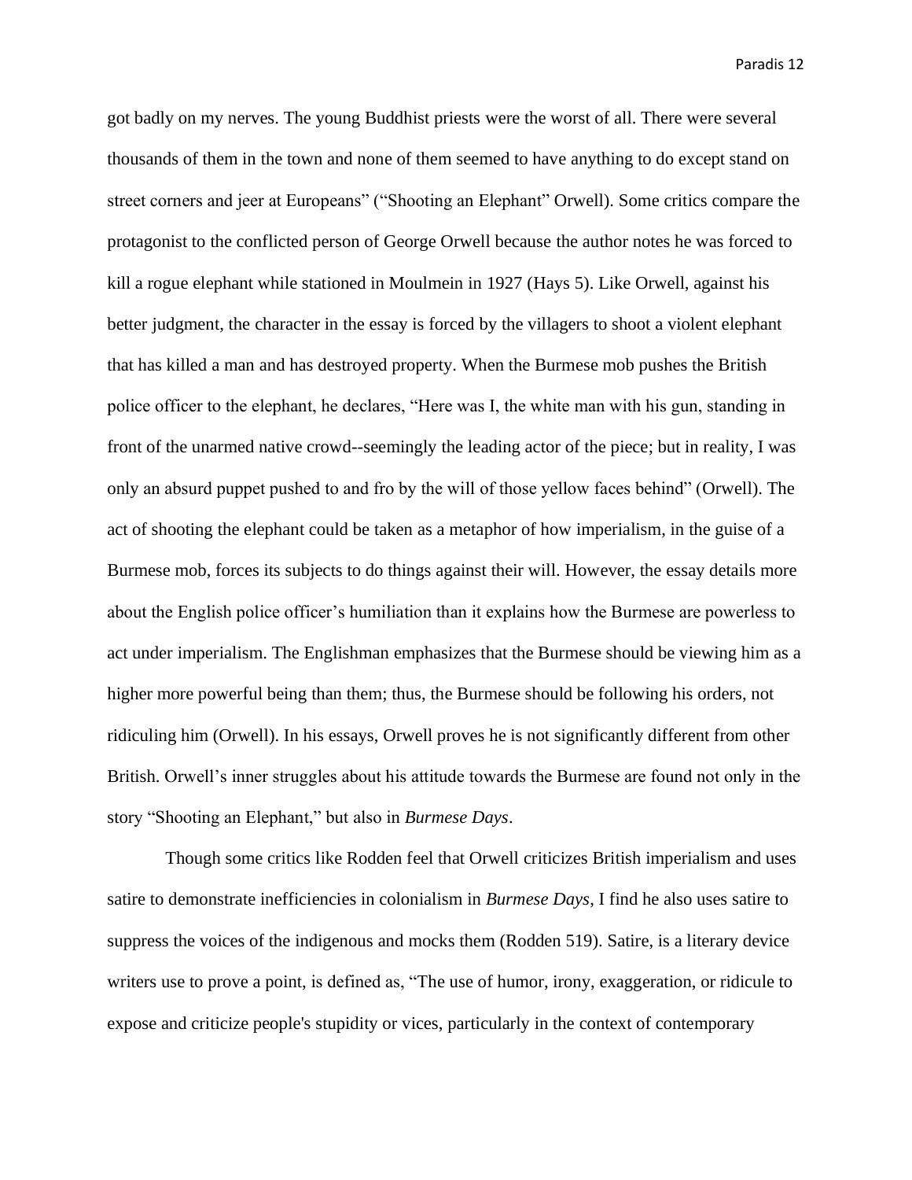got badly on my nerves. The young Buddhist priests were the worst of all. There were several thousands of them in the town and none of them seemed to have anything to do except stand on street corners and jeer at Europeans" ("Shooting an Elephant" Orwell). Some critics compare the protagonist to the conflicted person of George Orwell because the author notes he was forced to kill a rogue elephant while stationed in Moulmein in 1927 (Hays 5). Like Orwell, against his better judgment, the character in the essay is forced by the villagers to shoot a violent elephant that has killed a man and has destroyed property. When the Burmese mob pushes the British police officer to the elephant, he declares, "Here was I, the white man with his gun, standing in front of the unarmed native crowd--seemingly the leading actor of the piece; but in reality, I was only an absurd puppet pushed to and fro by the will of those yellow faces behind" (Orwell). The act of shooting the elephant could be taken as a metaphor of how imperialism, in the guise of a Burmese mob, forces its subjects to do things against their will. However, the essay details more about the English police officer's humiliation than it explains how the Burmese are powerless to act under imperialism. The Englishman emphasizes that the Burmese should be viewing him as a higher more powerful being than them; thus, the Burmese should be following his orders, not ridiculing him (Orwell). In his essays, Orwell proves he is not significantly different from other British. Orwell's inner struggles about his attitude towards the Burmese are found not only in the story "Shooting an Elephant," but also in *Burmese Days*.

Though some critics like Rodden feel that Orwell criticizes British imperialism and uses satire to demonstrate inefficiencies in colonialism in *Burmese Days*, I find he also uses satire to suppress the voices of the indigenous and mocks them (Rodden 519). Satire, is a literary device writers use to prove a point, is defined as, "The use of humor, irony, exaggeration, or ridicule to expose and criticize people's stupidity or vices, particularly in the context of contemporary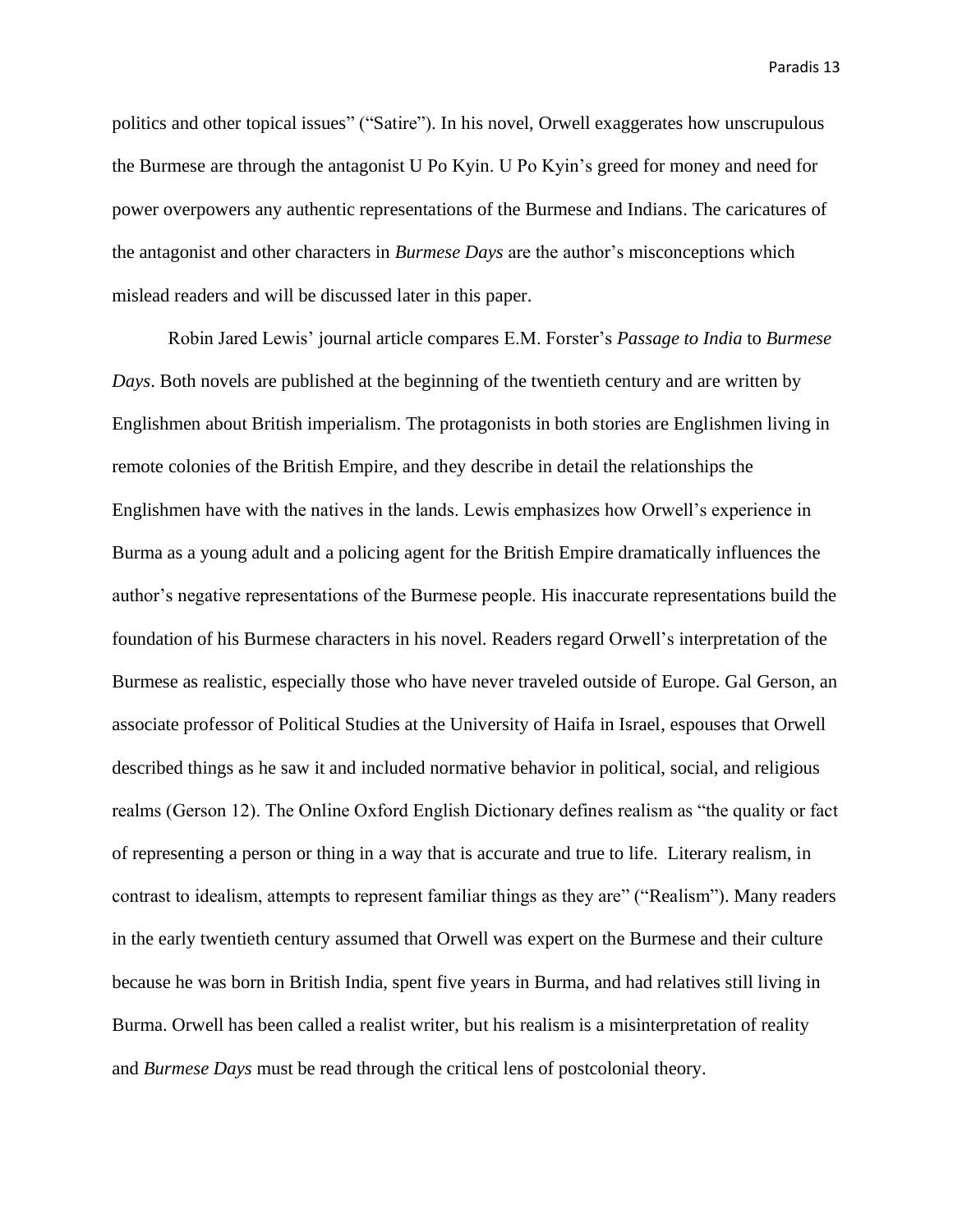politics and other topical issues" ("Satire"). In his novel, Orwell exaggerates how unscrupulous the Burmese are through the antagonist U Po Kyin. U Po Kyin's greed for money and need for power overpowers any authentic representations of the Burmese and Indians. The caricatures of the antagonist and other characters in *Burmese Days* are the author's misconceptions which mislead readers and will be discussed later in this paper.

Robin Jared Lewis' journal article compares E.M. Forster's *Passage to India* to *Burmese Days*. Both novels are published at the beginning of the twentieth century and are written by Englishmen about British imperialism. The protagonists in both stories are Englishmen living in remote colonies of the British Empire, and they describe in detail the relationships the Englishmen have with the natives in the lands. Lewis emphasizes how Orwell's experience in Burma as a young adult and a policing agent for the British Empire dramatically influences the author's negative representations of the Burmese people. His inaccurate representations build the foundation of his Burmese characters in his novel. Readers regard Orwell's interpretation of the Burmese as realistic, especially those who have never traveled outside of Europe. Gal Gerson, an associate professor of Political Studies at the University of Haifa in Israel, espouses that Orwell described things as he saw it and included normative behavior in political, social, and religious realms (Gerson 12). The Online Oxford English Dictionary defines realism as "the quality or fact of representing a person or thing in a way that is accurate and true to life. Literary realism, in contrast to idealism, attempts to represent familiar things as they are" ("Realism"). Many readers in the early twentieth century assumed that Orwell was expert on the Burmese and their culture because he was born in British India, spent five years in Burma, and had relatives still living in Burma. Orwell has been called a realist writer, but his realism is a misinterpretation of reality and *Burmese Days* must be read through the critical lens of postcolonial theory.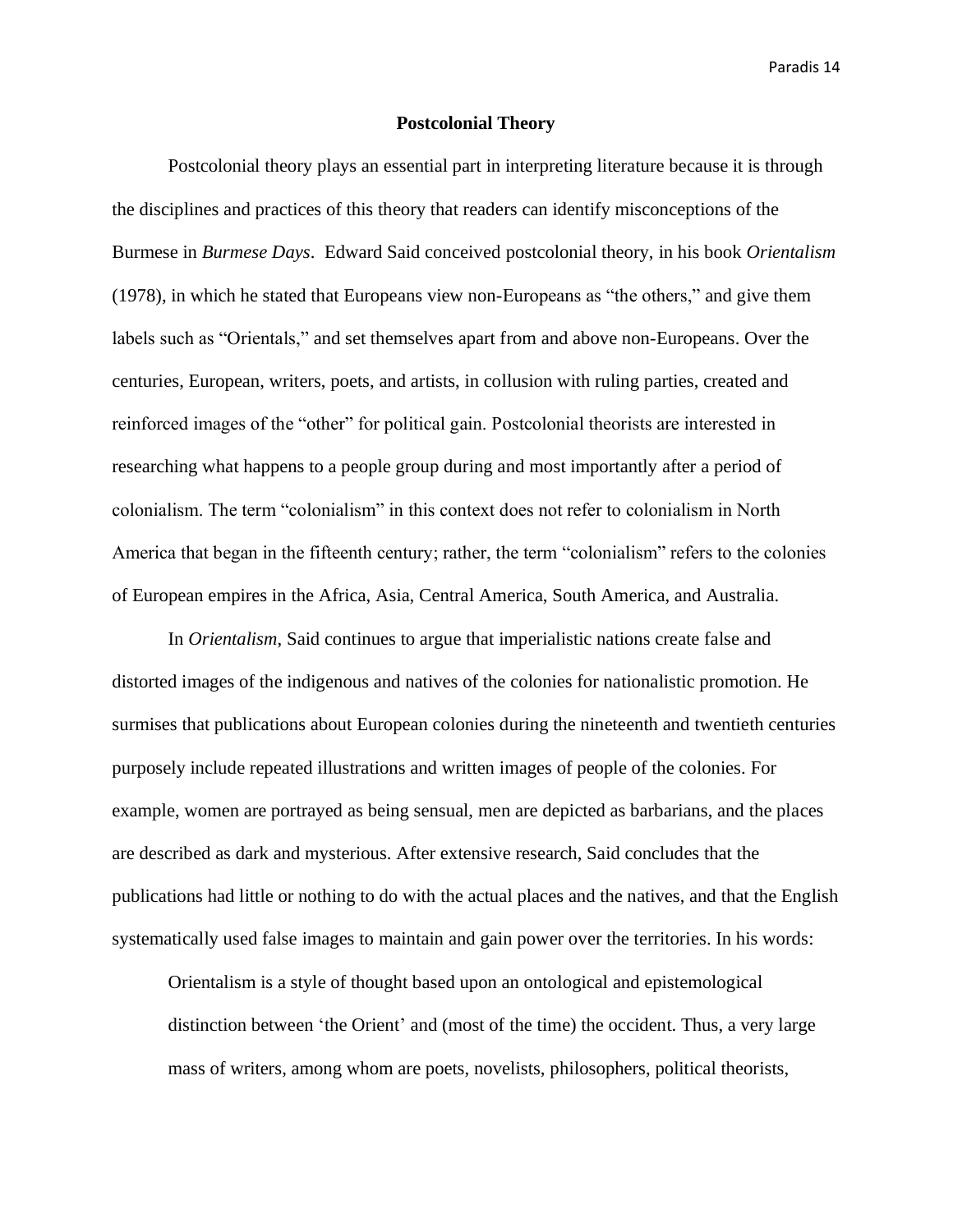## Postcolonial Theory

Postcolonial theory plays an essential part in interpreting literature because it is through the disciplines and practices of this theory that readers can identify misconceptions of the Burmese in *Burmese Days*. Edward Said conceived postcolonial theory, in his book *Orientalism* (1978), in which he stated that Europeans view non-Europeans as "the others," and give them labels such as "Orientals," and set themselves apart from and above non-Europeans. Over the centuries, European, writers, poets, and artists, in collusion with ruling parties, created and reinforced images of the "other" for political gain. Postcolonial theorists are interested in researching what happens to a people group during and most importantly after a period of colonialism. The term "colonialism" in this context does not refer to colonialism in North America that began in the fifteenth century; rather, the term "colonialism" refers to the colonies of European empires in the Africa, Asia, Central America, South America, and Australia.

In *Orientalism*, Said continues to argue that imperialistic nations create false and distorted images of the indigenous and natives of the colonies for nationalistic promotion. He surmises that publications about European colonies during the nineteenth and twentieth centuries purposely include repeated illustrations and written images of people of the colonies. For example, women are portrayed as being sensual, men are depicted as barbarians, and the places are described as dark and mysterious. After extensive research, Said concludes that the publications had little or nothing to do with the actual places and the natives, and that the English systematically used false images to maintain and gain power over the territories. In his words:

> Orientalism is a style of thought based upon an ontological and epistemological distinction between 'the Orient' and (most of the time) the occident. Thus, a very large mass of writers, among whom are poets, novelists, philosophers, political theorists,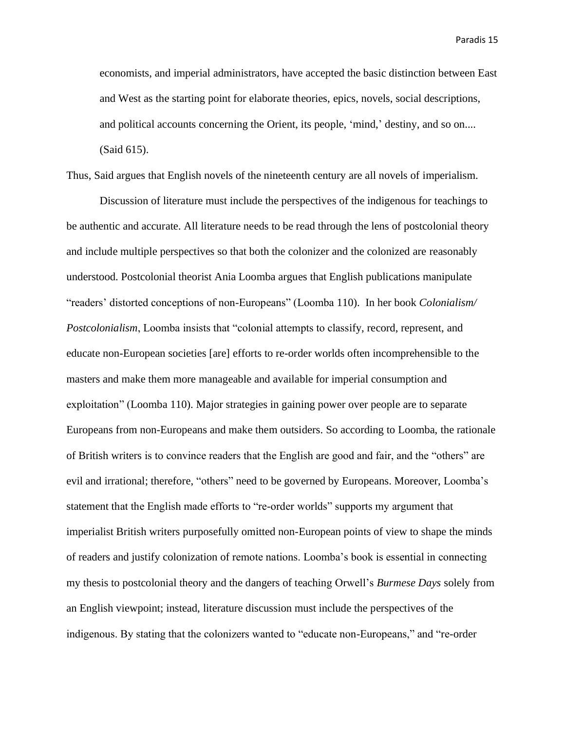> economists, and imperial administrators, have accepted the basic distinction between East and West as the starting point for elaborate theories, epics, novels, social descriptions, and political accounts concerning the Orient, its people, 'mind,' destiny, and so on.... (Said 615).

Thus, Said argues that English novels of the nineteenth century are all novels of imperialism.

Discussion of literature must include the perspectives of the indigenous for teachings to be authentic and accurate. All literature needs to be read through the lens of postcolonial theory and include multiple perspectives so that both the colonizer and the colonized are reasonably understood. Postcolonial theorist Ania Loomba argues that English publications manipulate "readers' distorted conceptions of non-Europeans" (Loomba 110). In her book *Colonialism/ Postcolonialism*, Loomba insists that "colonial attempts to classify, record, represent, and educate non-European societies [are] efforts to re-order worlds often incomprehensible to the masters and make them more manageable and available for imperial consumption and exploitation" (Loomba 110). Major strategies in gaining power over people are to separate Europeans from non-Europeans and make them outsiders. So according to Loomba, the rationale of British writers is to convince readers that the English are good and fair, and the "others" are evil and irrational; therefore, "others" need to be governed by Europeans. Moreover, Loomba's statement that the English made efforts to "re-order worlds" supports my argument that imperialist British writers purposefully omitted non-European points of view to shape the minds of readers and justify colonization of remote nations. Loomba's book is essential in connecting my thesis to postcolonial theory and the dangers of teaching Orwell's *Burmese Days* solely from an English viewpoint; instead, literature discussion must include the perspectives of the indigenous. By stating that the colonizers wanted to "educate non-Europeans," and "re-order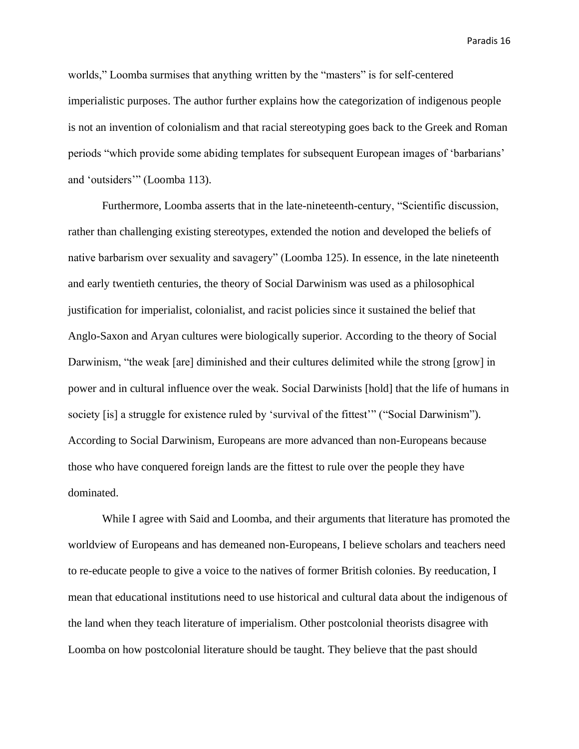worlds," Loomba surmises that anything written by the "masters" is for self-centered imperialistic purposes. The author further explains how the categorization of indigenous people is not an invention of colonialism and that racial stereotyping goes back to the Greek and Roman periods "which provide some abiding templates for subsequent European images of 'barbarians' and 'outsiders'" (Loomba 113).

Furthermore, Loomba asserts that in the late-nineteenth-century, "Scientific discussion, rather than challenging existing stereotypes, extended the notion and developed the beliefs of native barbarism over sexuality and savagery" (Loomba 125). In essence, in the late nineteenth and early twentieth centuries, the theory of Social Darwinism was used as a philosophical justification for imperialist, colonialist, and racist policies since it sustained the belief that Anglo-Saxon and Aryan cultures were biologically superior. According to the theory of Social Darwinism, "the weak [are] diminished and their cultures delimited while the strong [grow] in power and in cultural influence over the weak. Social Darwinists [hold] that the life of humans in society [is] a struggle for existence ruled by 'survival of the fittest'" ("Social Darwinism"). According to Social Darwinism, Europeans are more advanced than non-Europeans because those who have conquered foreign lands are the fittest to rule over the people they have dominated.

While I agree with Said and Loomba, and their arguments that literature has promoted the worldview of Europeans and has demeaned non-Europeans, I believe scholars and teachers need to re-educate people to give a voice to the natives of former British colonies. By reeducation, I mean that educational institutions need to use historical and cultural data about the indigenous of the land when they teach literature of imperialism. Other postcolonial theorists disagree with Loomba on how postcolonial literature should be taught. They believe that the past should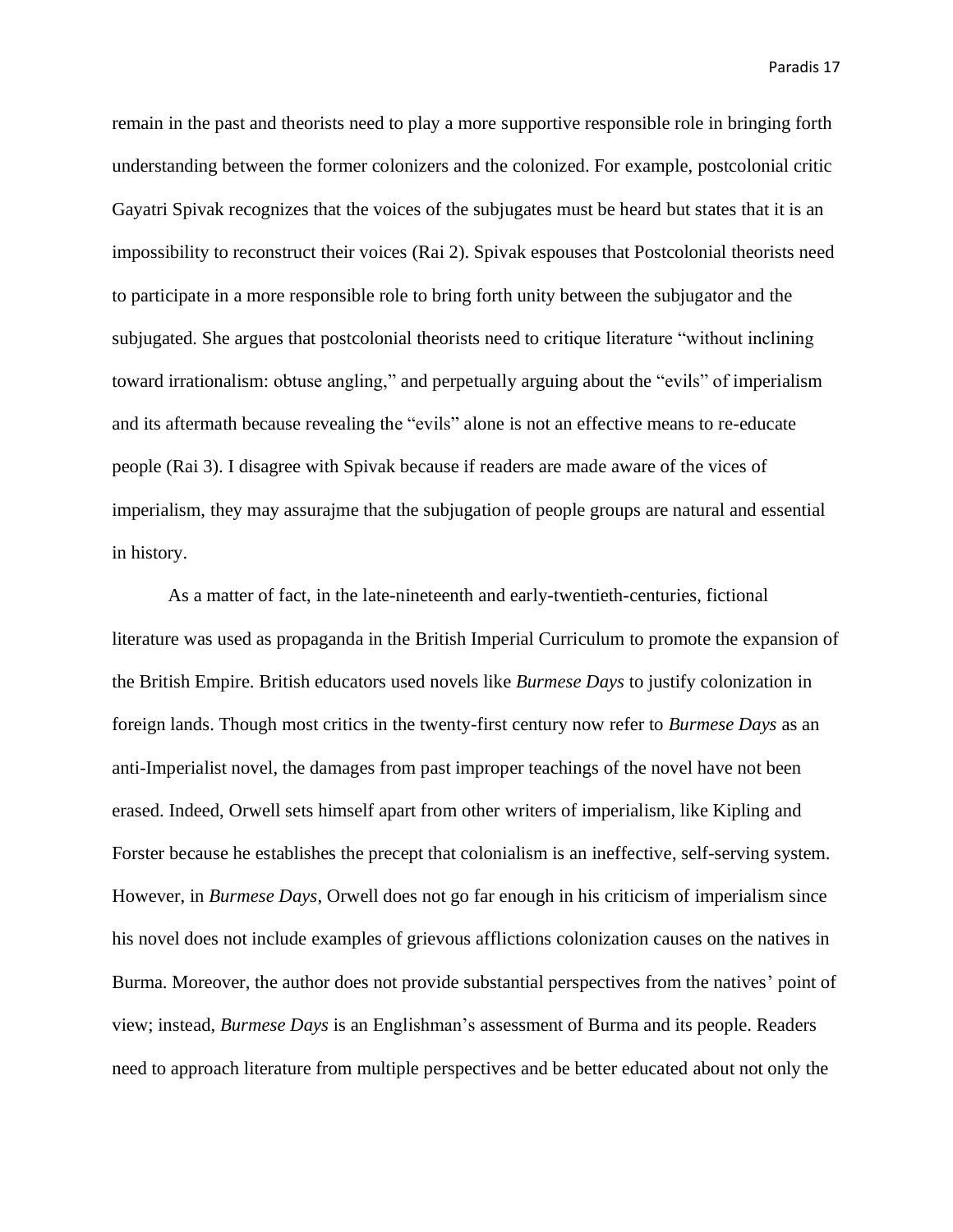remain in the past and theorists need to play a more supportive responsible role in bringing forth understanding between the former colonizers and the colonized. For example, postcolonial critic Gayatri Spivak recognizes that the voices of the subjugates must be heard but states that it is an impossibility to reconstruct their voices (Rai 2). Spivak espouses that Postcolonial theorists need to participate in a more responsible role to bring forth unity between the subjugator and the subjugated. She argues that postcolonial theorists need to critique literature "without inclining toward irrationalism: obtuse angling," and perpetually arguing about the "evils" of imperialism and its aftermath because revealing the "evils" alone is not an effective means to re-educate people (Rai 3). I disagree with Spivak because if readers are made aware of the vices of imperialism, they may assurajme that the subjugation of people groups are natural and essential in history.

As a matter of fact, in the late-nineteenth and early-twentieth-centuries, fictional literature was used as propaganda in the British Imperial Curriculum to promote the expansion of the British Empire. British educators used novels like *Burmese Days* to justify colonization in foreign lands. Though most critics in the twenty-first century now refer to *Burmese Days* as an anti-Imperialist novel, the damages from past improper teachings of the novel have not been erased. Indeed, Orwell sets himself apart from other writers of imperialism, like Kipling and Forster because he establishes the precept that colonialism is an ineffective, self-serving system. However, in *Burmese Days*, Orwell does not go far enough in his criticism of imperialism since his novel does not include examples of grievous afflictions colonization causes on the natives in Burma. Moreover, the author does not provide substantial perspectives from the natives' point of view; instead, *Burmese Days* is an Englishman's assessment of Burma and its people. Readers need to approach literature from multiple perspectives and be better educated about not only the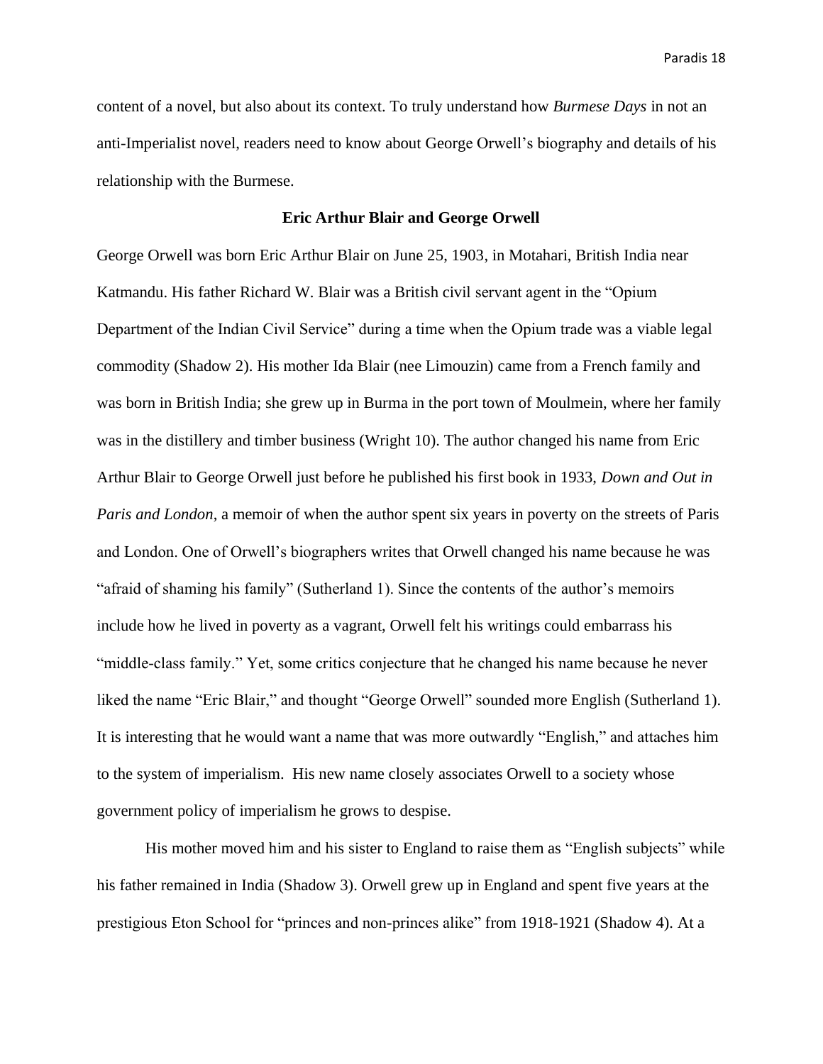content of a novel, but also about its context. To truly understand how *Burmese Days* in not an anti-Imperialist novel, readers need to know about George Orwell's biography and details of his relationship with the Burmese.

**Eric Arthur Blair and George Orwell**

George Orwell was born Eric Arthur Blair on June 25, 1903, in Motahari, British India near Katmandu. His father Richard W. Blair was a British civil servant agent in the "Opium Department of the Indian Civil Service" during a time when the Opium trade was a viable legal commodity (Shadow 2). His mother Ida Blair (nee Limouzin) came from a French family and was born in British India; she grew up in Burma in the port town of Moulmein, where her family was in the distillery and timber business (Wright 10). The author changed his name from Eric Arthur Blair to George Orwell just before he published his first book in 1933, *Down and Out in Paris and London*, a memoir of when the author spent six years in poverty on the streets of Paris and London. One of Orwell's biographers writes that Orwell changed his name because he was "afraid of shaming his family" (Sutherland 1). Since the contents of the author's memoirs include how he lived in poverty as a vagrant, Orwell felt his writings could embarrass his "middle-class family." Yet, some critics conjecture that he changed his name because he never liked the name "Eric Blair," and thought "George Orwell" sounded more English (Sutherland 1). It is interesting that he would want a name that was more outwardly "English," and attaches him to the system of imperialism. His new name closely associates Orwell to a society whose government policy of imperialism he grows to despise.

His mother moved him and his sister to England to raise them as "English subjects" while his father remained in India (Shadow 3). Orwell grew up in England and spent five years at the prestigious Eton School for "princes and non-princes alike" from 1918-1921 (Shadow 4). At a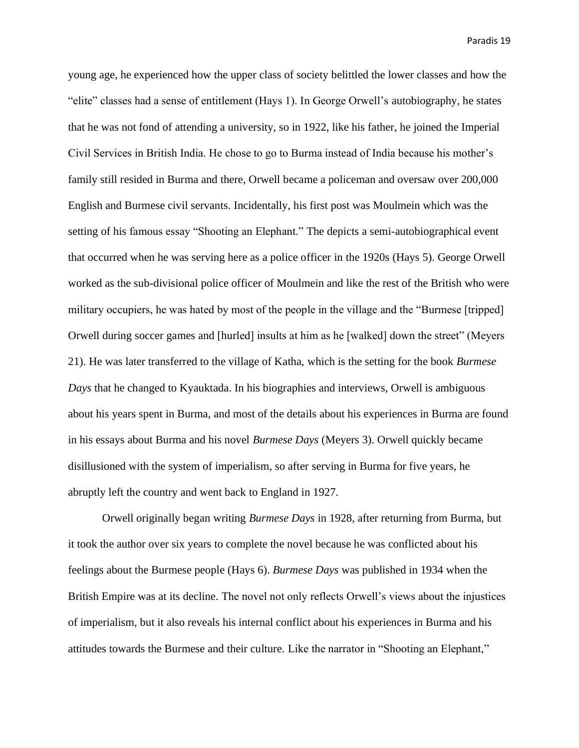young age, he experienced how the upper class of society belittled the lower classes and how the "elite" classes had a sense of entitlement (Hays 1). In George Orwell's autobiography, he states that he was not fond of attending a university, so in 1922, like his father, he joined the Imperial Civil Services in British India. He chose to go to Burma instead of India because his mother's family still resided in Burma and there, Orwell became a policeman and oversaw over 200,000 English and Burmese civil servants. Incidentally, his first post was Moulmein which was the setting of his famous essay "Shooting an Elephant." The depicts a semi-autobiographical event that occurred when he was serving here as a police officer in the 1920s (Hays 5). George Orwell worked as the sub-divisional police officer of Moulmein and like the rest of the British who were military occupiers, he was hated by most of the people in the village and the "Burmese [tripped] Orwell during soccer games and [hurled] insults at him as he [walked] down the street" (Meyers 21). He was later transferred to the village of Katha, which is the setting for the book *Burmese Days* that he changed to Kyauktada. In his biographies and interviews, Orwell is ambiguous about his years spent in Burma, and most of the details about his experiences in Burma are found in his essays about Burma and his novel *Burmese Days* (Meyers 3). Orwell quickly became disillusioned with the system of imperialism, so after serving in Burma for five years, he abruptly left the country and went back to England in 1927.

Orwell originally began writing *Burmese Days* in 1928, after returning from Burma, but it took the author over six years to complete the novel because he was conflicted about his feelings about the Burmese people (Hays 6). *Burmese Days* was published in 1934 when the British Empire was at its decline. The novel not only reflects Orwell's views about the injustices of imperialism, but it also reveals his internal conflict about his experiences in Burma and his attitudes towards the Burmese and their culture. Like the narrator in "Shooting an Elephant,"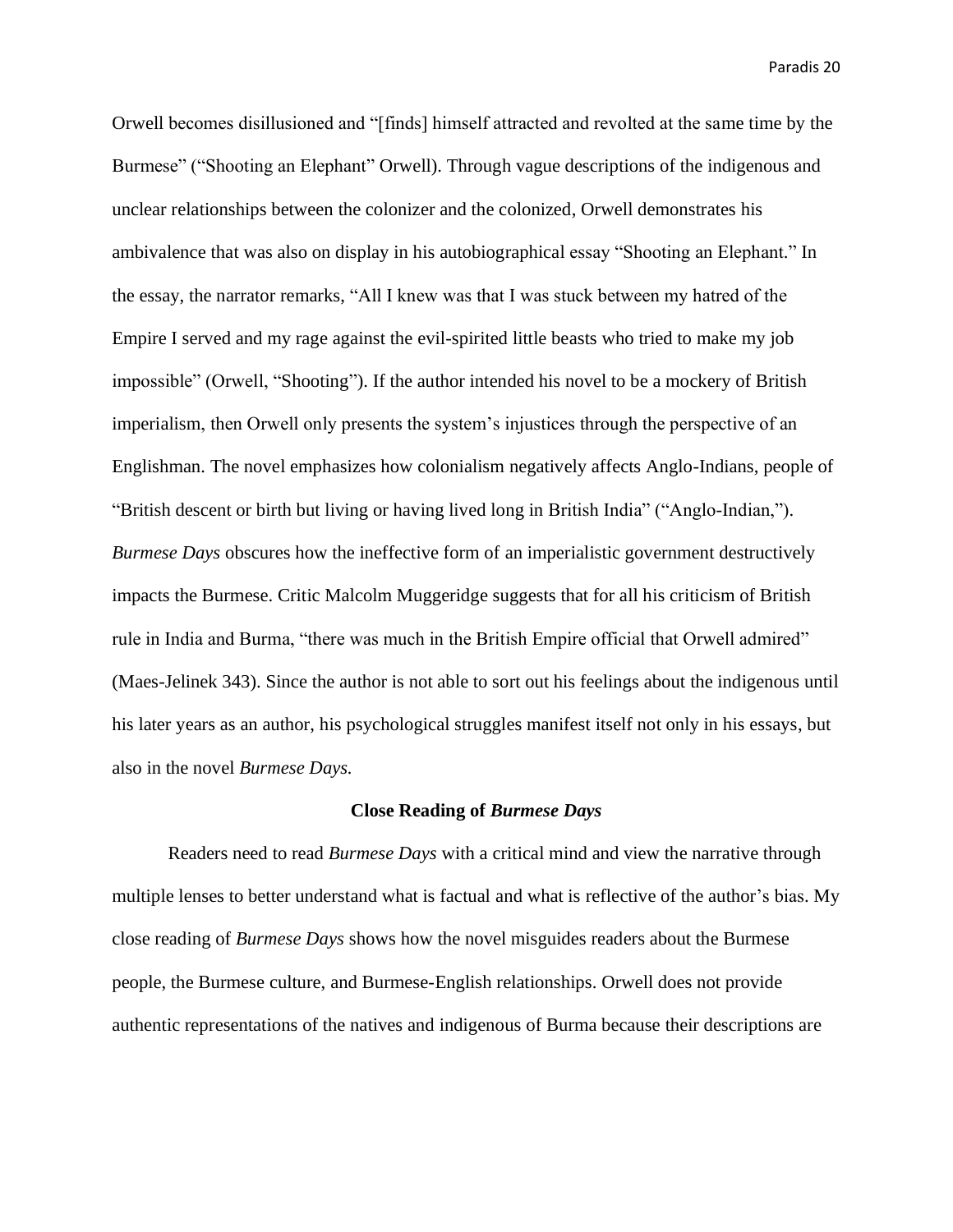Orwell becomes disillusioned and "[finds] himself attracted and revolted at the same time by the Burmese" ("Shooting an Elephant" Orwell). Through vague descriptions of the indigenous and unclear relationships between the colonizer and the colonized, Orwell demonstrates his ambivalence that was also on display in his autobiographical essay "Shooting an Elephant." In the essay, the narrator remarks, "All I knew was that I was stuck between my hatred of the Empire I served and my rage against the evil-spirited little beasts who tried to make my job impossible" (Orwell, "Shooting"). If the author intended his novel to be a mockery of British imperialism, then Orwell only presents the system's injustices through the perspective of an Englishman. The novel emphasizes how colonialism negatively affects Anglo-Indians, people of "British descent or birth but living or having lived long in British India" ("Anglo-Indian,"). *Burmese Days* obscures how the ineffective form of an imperialistic government destructively impacts the Burmese. Critic Malcolm Muggeridge suggests that for all his criticism of British rule in India and Burma, "there was much in the British Empire official that Orwell admired" (Maes-Jelinek 343). Since the author is not able to sort out his feelings about the indigenous until his later years as an author, his psychological struggles manifest itself not only in his essays, but also in the novel *Burmese Days.*

## Close Reading of *Burmese Days*

Readers need to read *Burmese Days* with a critical mind and view the narrative through multiple lenses to better understand what is factual and what is reflective of the author's bias. My close reading of *Burmese Days* shows how the novel misguides readers about the Burmese people, the Burmese culture, and Burmese-English relationships. Orwell does not provide authentic representations of the natives and indigenous of Burma because their descriptions are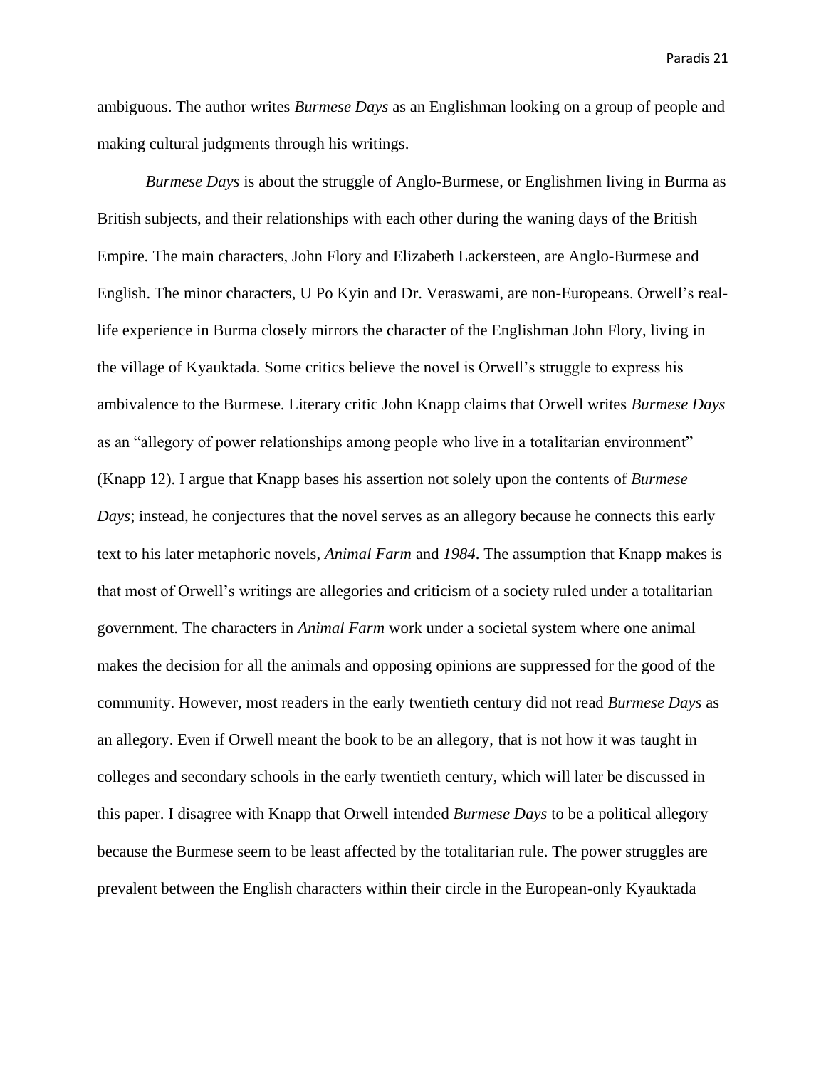ambiguous. The author writes *Burmese Days* as an Englishman looking on a group of people and making cultural judgments through his writings.

*Burmese Days* is about the struggle of Anglo-Burmese, or Englishmen living in Burma as British subjects, and their relationships with each other during the waning days of the British Empire. The main characters, John Flory and Elizabeth Lackersteen, are Anglo-Burmese and English. The minor characters, U Po Kyin and Dr. Veraswami, are non-Europeans. Orwell's real-life experience in Burma closely mirrors the character of the Englishman John Flory, living in the village of Kyauktada. Some critics believe the novel is Orwell's struggle to express his ambivalence to the Burmese. Literary critic John Knapp claims that Orwell writes *Burmese Days* as an "allegory of power relationships among people who live in a totalitarian environment" (Knapp 12). I argue that Knapp bases his assertion not solely upon the contents of *Burmese Days*; instead, he conjectures that the novel serves as an allegory because he connects this early text to his later metaphoric novels, *Animal Farm* and *1984*. The assumption that Knapp makes is that most of Orwell's writings are allegories and criticism of a society ruled under a totalitarian government. The characters in *Animal Farm* work under a societal system where one animal makes the decision for all the animals and opposing opinions are suppressed for the good of the community. However, most readers in the early twentieth century did not read *Burmese Days* as an allegory. Even if Orwell meant the book to be an allegory, that is not how it was taught in colleges and secondary schools in the early twentieth century, which will later be discussed in this paper. I disagree with Knapp that Orwell intended *Burmese Days* to be a political allegory because the Burmese seem to be least affected by the totalitarian rule. The power struggles are prevalent between the English characters within their circle in the European-only Kyauktada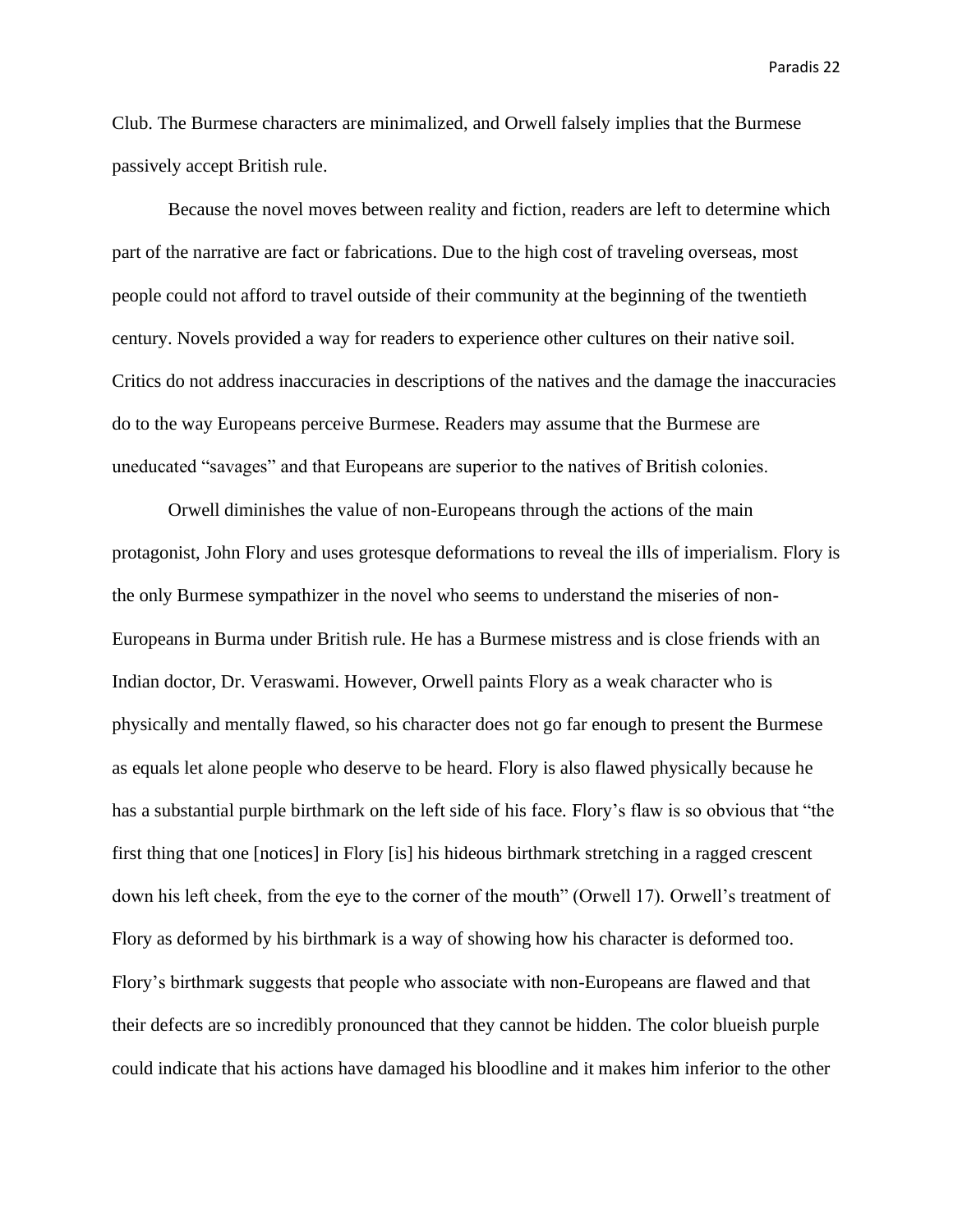Club. The Burmese characters are minimalized, and Orwell falsely implies that the Burmese passively accept British rule.

Because the novel moves between reality and fiction, readers are left to determine which part of the narrative are fact or fabrications. Due to the high cost of traveling overseas, most people could not afford to travel outside of their community at the beginning of the twentieth century. Novels provided a way for readers to experience other cultures on their native soil. Critics do not address inaccuracies in descriptions of the natives and the damage the inaccuracies do to the way Europeans perceive Burmese. Readers may assume that the Burmese are uneducated "savages" and that Europeans are superior to the natives of British colonies.

Orwell diminishes the value of non-Europeans through the actions of the main protagonist, John Flory and uses grotesque deformations to reveal the ills of imperialism. Flory is the only Burmese sympathizer in the novel who seems to understand the miseries of non-Europeans in Burma under British rule. He has a Burmese mistress and is close friends with an Indian doctor, Dr. Veraswami. However, Orwell paints Flory as a weak character who is physically and mentally flawed, so his character does not go far enough to present the Burmese as equals let alone people who deserve to be heard. Flory is also flawed physically because he has a substantial purple birthmark on the left side of his face. Flory's flaw is so obvious that "the first thing that one [notices] in Flory [is] his hideous birthmark stretching in a ragged crescent down his left cheek, from the eye to the corner of the mouth" (Orwell 17). Orwell's treatment of Flory as deformed by his birthmark is a way of showing how his character is deformed too. Flory's birthmark suggests that people who associate with non-Europeans are flawed and that their defects are so incredibly pronounced that they cannot be hidden. The color blueish purple could indicate that his actions have damaged his bloodline and it makes him inferior to the other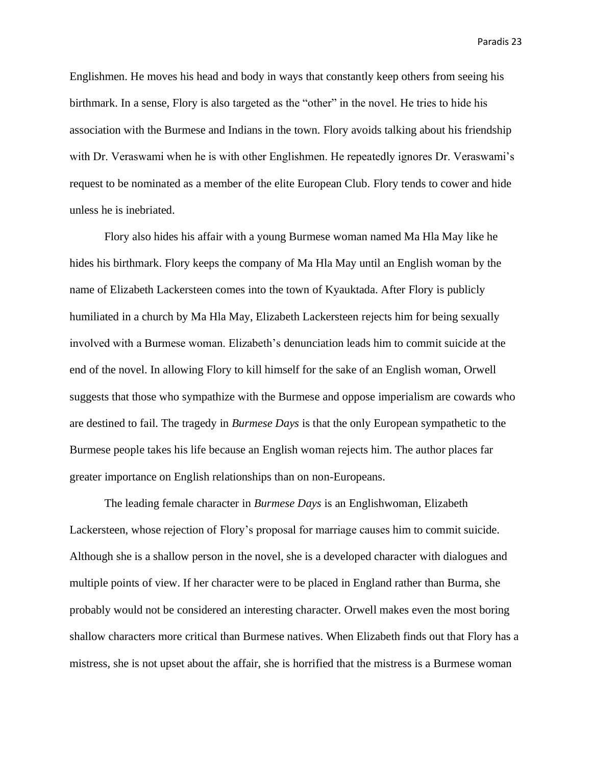Englishmen. He moves his head and body in ways that constantly keep others from seeing his birthmark. In a sense, Flory is also targeted as the "other" in the novel. He tries to hide his association with the Burmese and Indians in the town. Flory avoids talking about his friendship with Dr. Veraswami when he is with other Englishmen. He repeatedly ignores Dr. Veraswami's request to be nominated as a member of the elite European Club. Flory tends to cower and hide unless he is inebriated.

Flory also hides his affair with a young Burmese woman named Ma Hla May like he hides his birthmark. Flory keeps the company of Ma Hla May until an English woman by the name of Elizabeth Lackersteen comes into the town of Kyauktada. After Flory is publicly humiliated in a church by Ma Hla May, Elizabeth Lackersteen rejects him for being sexually involved with a Burmese woman. Elizabeth's denunciation leads him to commit suicide at the end of the novel. In allowing Flory to kill himself for the sake of an English woman, Orwell suggests that those who sympathize with the Burmese and oppose imperialism are cowards who are destined to fail. The tragedy in *Burmese Days* is that the only European sympathetic to the Burmese people takes his life because an English woman rejects him. The author places far greater importance on English relationships than on non-Europeans.

The leading female character in *Burmese Days* is an Englishwoman, Elizabeth Lackersteen, whose rejection of Flory's proposal for marriage causes him to commit suicide. Although she is a shallow person in the novel, she is a developed character with dialogues and multiple points of view. If her character were to be placed in England rather than Burma, she probably would not be considered an interesting character. Orwell makes even the most boring shallow characters more critical than Burmese natives. When Elizabeth finds out that Flory has a mistress, she is not upset about the affair, she is horrified that the mistress is a Burmese woman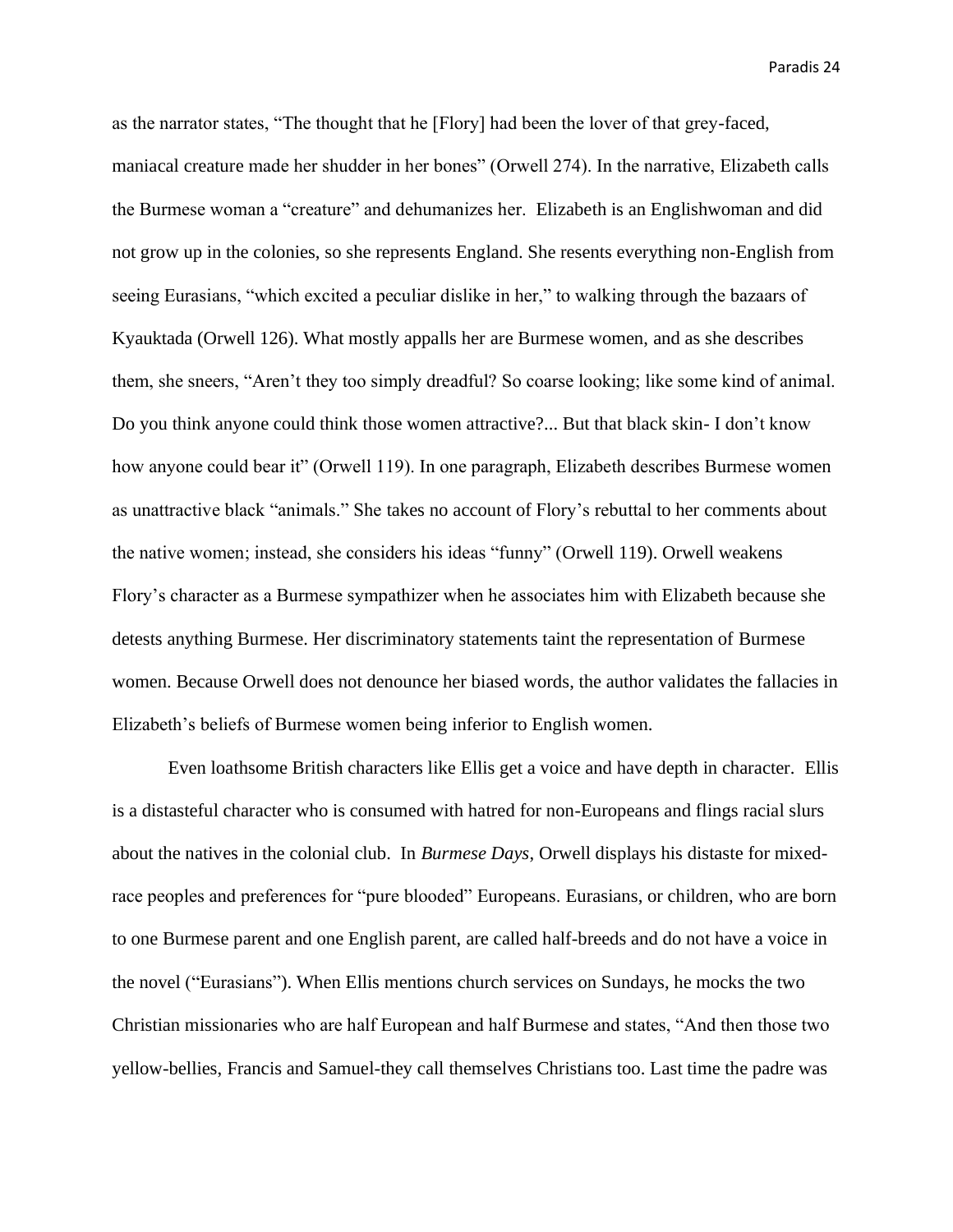as the narrator states, "The thought that he [Flory] had been the lover of that grey-faced, maniacal creature made her shudder in her bones" (Orwell 274). In the narrative, Elizabeth calls the Burmese woman a "creature" and dehumanizes her. Elizabeth is an Englishwoman and did not grow up in the colonies, so she represents England. She resents everything non-English from seeing Eurasians, "which excited a peculiar dislike in her," to walking through the bazaars of Kyauktada (Orwell 126). What mostly appalls her are Burmese women, and as she describes them, she sneers, "Aren't they too simply dreadful? So coarse looking; like some kind of animal. Do you think anyone could think those women attractive?... But that black skin- I don't know how anyone could bear it" (Orwell 119). In one paragraph, Elizabeth describes Burmese women as unattractive black "animals." She takes no account of Flory's rebuttal to her comments about the native women; instead, she considers his ideas "funny" (Orwell 119). Orwell weakens Flory's character as a Burmese sympathizer when he associates him with Elizabeth because she detests anything Burmese. Her discriminatory statements taint the representation of Burmese women. Because Orwell does not denounce her biased words, the author validates the fallacies in Elizabeth's beliefs of Burmese women being inferior to English women.

Even loathsome British characters like Ellis get a voice and have depth in character. Ellis is a distasteful character who is consumed with hatred for non-Europeans and flings racial slurs about the natives in the colonial club. In *Burmese Days*, Orwell displays his distaste for mixed-race peoples and preferences for "pure blooded" Europeans. Eurasians, or children, who are born to one Burmese parent and one English parent, are called half-breeds and do not have a voice in the novel ("Eurasians"). When Ellis mentions church services on Sundays, he mocks the two Christian missionaries who are half European and half Burmese and states, "And then those two yellow-bellies, Francis and Samuel-they call themselves Christians too. Last time the padre was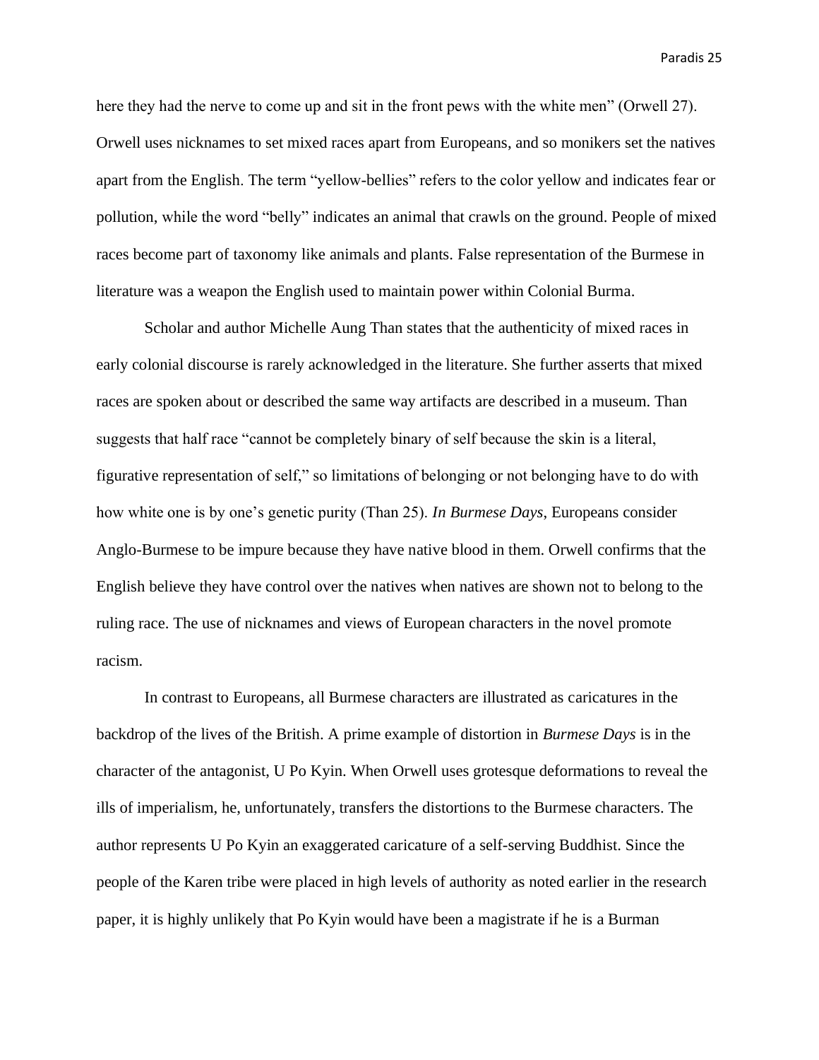here they had the nerve to come up and sit in the front pews with the white men" (Orwell 27). Orwell uses nicknames to set mixed races apart from Europeans, and so monikers set the natives apart from the English. The term "yellow-bellies" refers to the color yellow and indicates fear or pollution, while the word "belly" indicates an animal that crawls on the ground. People of mixed races become part of taxonomy like animals and plants. False representation of the Burmese in literature was a weapon the English used to maintain power within Colonial Burma.

Scholar and author Michelle Aung Than states that the authenticity of mixed races in early colonial discourse is rarely acknowledged in the literature. She further asserts that mixed races are spoken about or described the same way artifacts are described in a museum. Than suggests that half race "cannot be completely binary of self because the skin is a literal, figurative representation of self," so limitations of belonging or not belonging have to do with how white one is by one's genetic purity (Than 25). *In Burmese Days*, Europeans consider Anglo-Burmese to be impure because they have native blood in them. Orwell confirms that the English believe they have control over the natives when natives are shown not to belong to the ruling race. The use of nicknames and views of European characters in the novel promote racism.

In contrast to Europeans, all Burmese characters are illustrated as caricatures in the backdrop of the lives of the British. A prime example of distortion in *Burmese Days* is in the character of the antagonist, U Po Kyin. When Orwell uses grotesque deformations to reveal the ills of imperialism, he, unfortunately, transfers the distortions to the Burmese characters. The author represents U Po Kyin an exaggerated caricature of a self-serving Buddhist. Since the people of the Karen tribe were placed in high levels of authority as noted earlier in the research paper, it is highly unlikely that Po Kyin would have been a magistrate if he is a Burman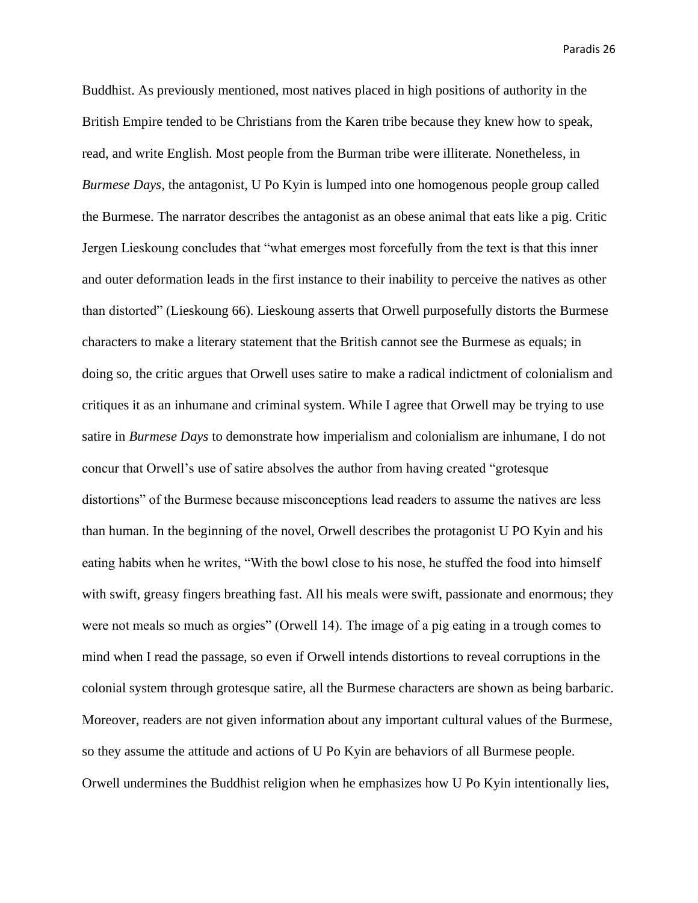Buddhist. As previously mentioned, most natives placed in high positions of authority in the British Empire tended to be Christians from the Karen tribe because they knew how to speak, read, and write English. Most people from the Burman tribe were illiterate. Nonetheless, in *Burmese Days*, the antagonist, U Po Kyin is lumped into one homogenous people group called the Burmese. The narrator describes the antagonist as an obese animal that eats like a pig. Critic Jergen Lieskoung concludes that "what emerges most forcefully from the text is that this inner and outer deformation leads in the first instance to their inability to perceive the natives as other than distorted" (Lieskoung 66). Lieskoung asserts that Orwell purposefully distorts the Burmese characters to make a literary statement that the British cannot see the Burmese as equals; in doing so, the critic argues that Orwell uses satire to make a radical indictment of colonialism and critiques it as an inhumane and criminal system. While I agree that Orwell may be trying to use satire in *Burmese Days* to demonstrate how imperialism and colonialism are inhumane, I do not concur that Orwell's use of satire absolves the author from having created "grotesque distortions" of the Burmese because misconceptions lead readers to assume the natives are less than human. In the beginning of the novel, Orwell describes the protagonist U PO Kyin and his eating habits when he writes, "With the bowl close to his nose, he stuffed the food into himself with swift, greasy fingers breathing fast. All his meals were swift, passionate and enormous; they were not meals so much as orgies" (Orwell 14). The image of a pig eating in a trough comes to mind when I read the passage, so even if Orwell intends distortions to reveal corruptions in the colonial system through grotesque satire, all the Burmese characters are shown as being barbaric. Moreover, readers are not given information about any important cultural values of the Burmese, so they assume the attitude and actions of U Po Kyin are behaviors of all Burmese people. Orwell undermines the Buddhist religion when he emphasizes how U Po Kyin intentionally lies,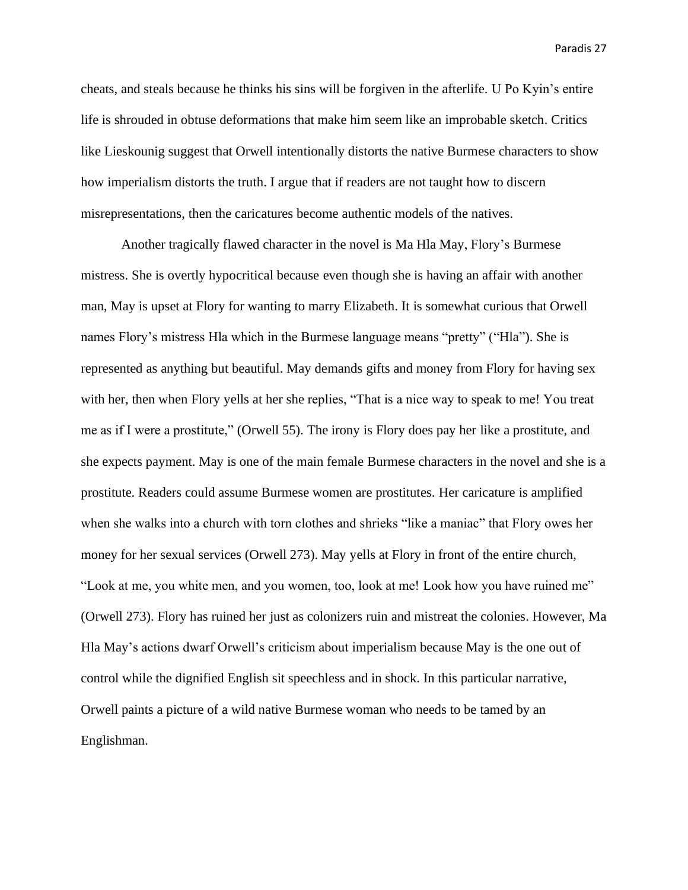cheats, and steals because he thinks his sins will be forgiven in the afterlife. U Po Kyin's entire life is shrouded in obtuse deformations that make him seem like an improbable sketch. Critics like Lieskounig suggest that Orwell intentionally distorts the native Burmese characters to show how imperialism distorts the truth. I argue that if readers are not taught how to discern misrepresentations, then the caricatures become authentic models of the natives.

Another tragically flawed character in the novel is Ma Hla May, Flory's Burmese mistress. She is overtly hypocritical because even though she is having an affair with another man, May is upset at Flory for wanting to marry Elizabeth. It is somewhat curious that Orwell names Flory's mistress Hla which in the Burmese language means "pretty" ("Hla"). She is represented as anything but beautiful. May demands gifts and money from Flory for having sex with her, then when Flory yells at her she replies, "That is a nice way to speak to me! You treat me as if I were a prostitute," (Orwell 55). The irony is Flory does pay her like a prostitute, and she expects payment. May is one of the main female Burmese characters in the novel and she is a prostitute. Readers could assume Burmese women are prostitutes. Her caricature is amplified when she walks into a church with torn clothes and shrieks "like a maniac" that Flory owes her money for her sexual services (Orwell 273). May yells at Flory in front of the entire church, "Look at me, you white men, and you women, too, look at me! Look how you have ruined me" (Orwell 273). Flory has ruined her just as colonizers ruin and mistreat the colonies. However, Ma Hla May's actions dwarf Orwell's criticism about imperialism because May is the one out of control while the dignified English sit speechless and in shock. In this particular narrative, Orwell paints a picture of a wild native Burmese woman who needs to be tamed by an Englishman.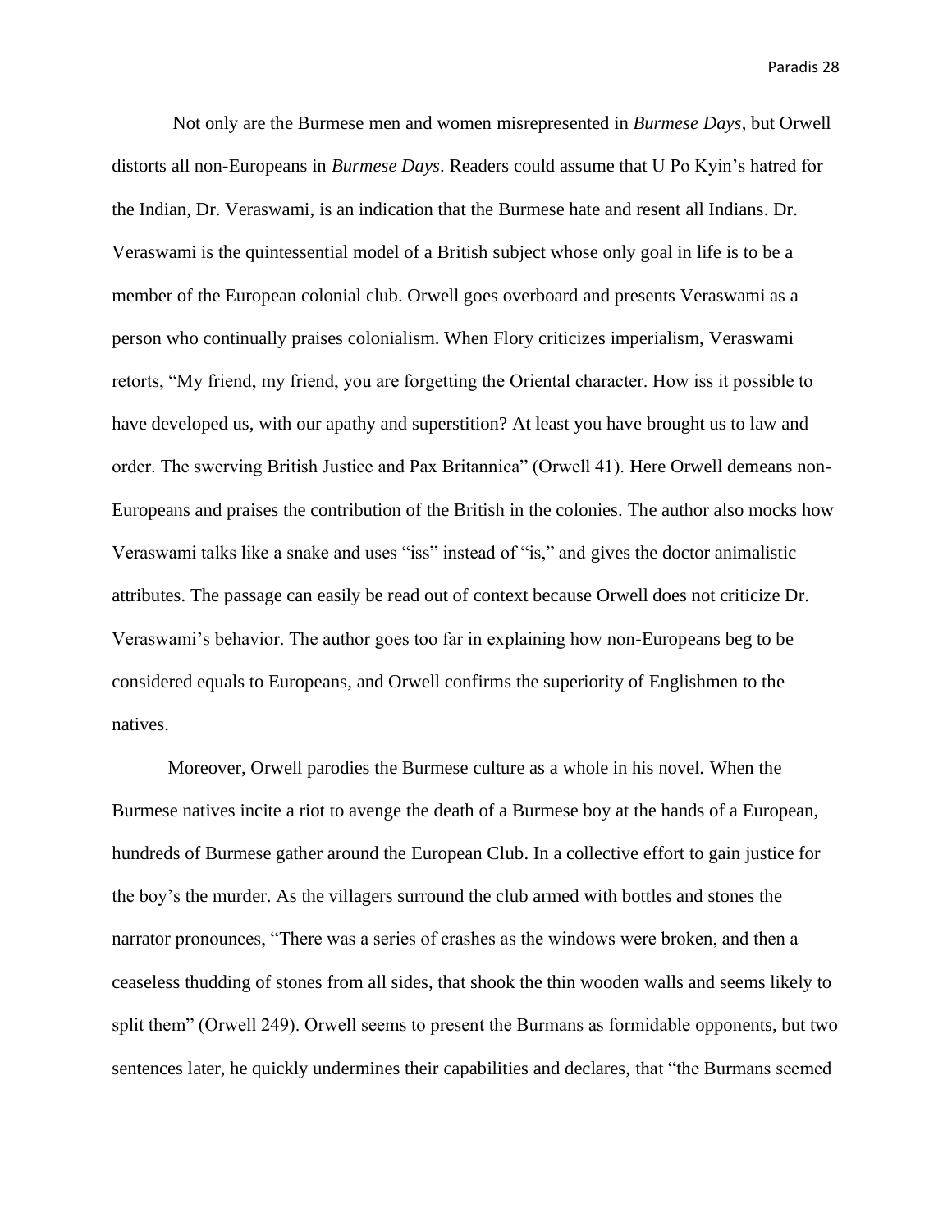Not only are the Burmese men and women misrepresented in *Burmese Days*, but Orwell distorts all non-Europeans in *Burmese Days*. Readers could assume that U Po Kyin's hatred for the Indian, Dr. Veraswami, is an indication that the Burmese hate and resent all Indians. Dr. Veraswami is the quintessential model of a British subject whose only goal in life is to be a member of the European colonial club. Orwell goes overboard and presents Veraswami as a person who continually praises colonialism. When Flory criticizes imperialism, Veraswami retorts, "My friend, my friend, you are forgetting the Oriental character. How iss it possible to have developed us, with our apathy and superstition? At least you have brought us to law and order. The swerving British Justice and Pax Britannica" (Orwell 41). Here Orwell demeans non-Europeans and praises the contribution of the British in the colonies. The author also mocks how Veraswami talks like a snake and uses "iss" instead of "is," and gives the doctor animalistic attributes. The passage can easily be read out of context because Orwell does not criticize Dr. Veraswami's behavior. The author goes too far in explaining how non-Europeans beg to be considered equals to Europeans, and Orwell confirms the superiority of Englishmen to the natives.

Moreover, Orwell parodies the Burmese culture as a whole in his novel. When the Burmese natives incite a riot to avenge the death of a Burmese boy at the hands of a European, hundreds of Burmese gather around the European Club. In a collective effort to gain justice for the boy's the murder. As the villagers surround the club armed with bottles and stones the narrator pronounces, "There was a series of crashes as the windows were broken, and then a ceaseless thudding of stones from all sides, that shook the thin wooden walls and seems likely to split them" (Orwell 249). Orwell seems to present the Burmans as formidable opponents, but two sentences later, he quickly undermines their capabilities and declares, that "the Burmans seemed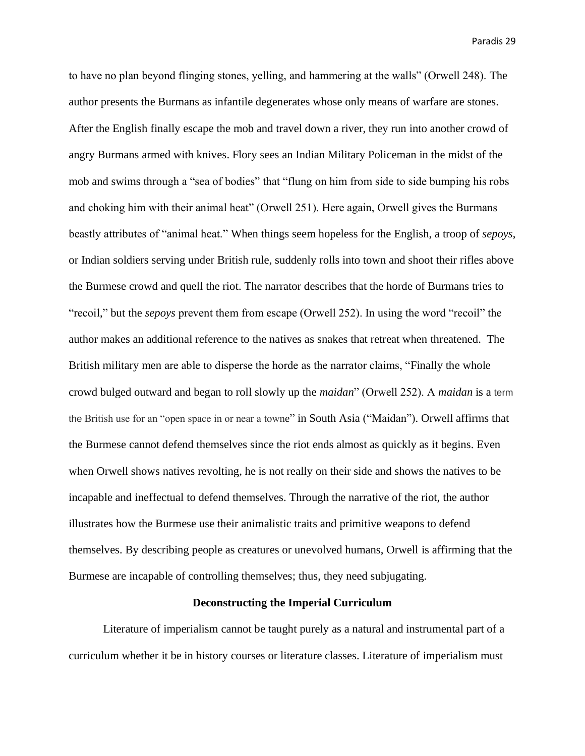to have no plan beyond flinging stones, yelling, and hammering at the walls" (Orwell 248). The author presents the Burmans as infantile degenerates whose only means of warfare are stones. After the English finally escape the mob and travel down a river, they run into another crowd of angry Burmans armed with knives. Flory sees an Indian Military Policeman in the midst of the mob and swims through a "sea of bodies" that "flung on him from side to side bumping his robs and choking him with their animal heat" (Orwell 251). Here again, Orwell gives the Burmans beastly attributes of "animal heat." When things seem hopeless for the English, a troop of *sepoys*, or Indian soldiers serving under British rule, suddenly rolls into town and shoot their rifles above the Burmese crowd and quell the riot. The narrator describes that the horde of Burmans tries to "recoil," but the *sepoys* prevent them from escape (Orwell 252). In using the word "recoil" the author makes an additional reference to the natives as snakes that retreat when threatened. The British military men are able to disperse the horde as the narrator claims, "Finally the whole crowd bulged outward and began to roll slowly up the *maidan*" (Orwell 252). A *maidan* is a term the British use for an "open space in or near a towne" in South Asia ("Maidan"). Orwell affirms that the Burmese cannot defend themselves since the riot ends almost as quickly as it begins. Even when Orwell shows natives revolting, he is not really on their side and shows the natives to be incapable and ineffectual to defend themselves. Through the narrative of the riot, the author illustrates how the Burmese use their animalistic traits and primitive weapons to defend themselves. By describing people as creatures or unevolved humans, Orwell is affirming that the Burmese are incapable of controlling themselves; thus, they need subjugating.

## Deconstructing the Imperial Curriculum

Literature of imperialism cannot be taught purely as a natural and instrumental part of a curriculum whether it be in history courses or literature classes. Literature of imperialism must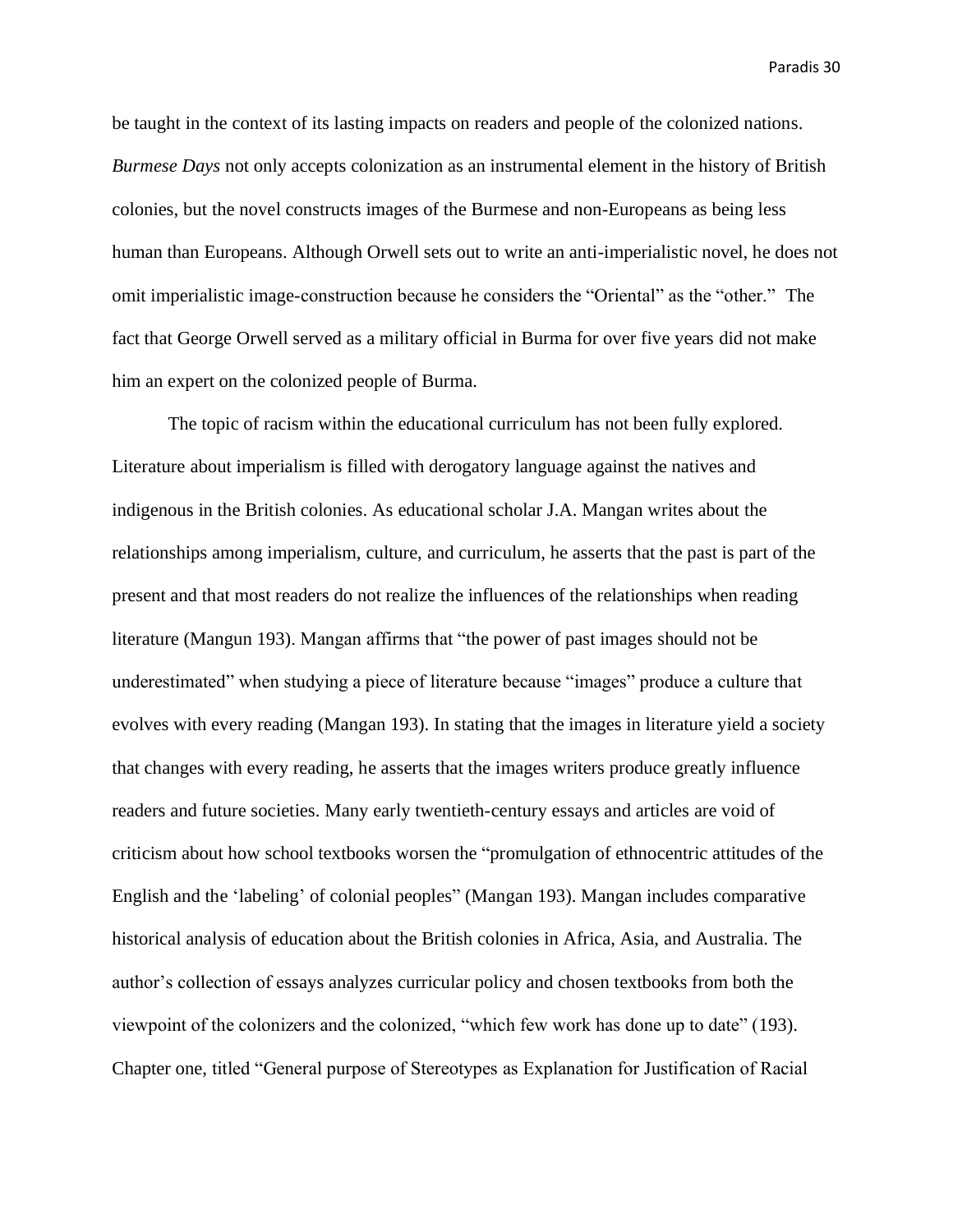be taught in the context of its lasting impacts on readers and people of the colonized nations. *Burmese Days* not only accepts colonization as an instrumental element in the history of British colonies, but the novel constructs images of the Burmese and non-Europeans as being less human than Europeans. Although Orwell sets out to write an anti-imperialistic novel, he does not omit imperialistic image-construction because he considers the "Oriental" as the "other." The fact that George Orwell served as a military official in Burma for over five years did not make him an expert on the colonized people of Burma.

The topic of racism within the educational curriculum has not been fully explored. Literature about imperialism is filled with derogatory language against the natives and indigenous in the British colonies. As educational scholar J.A. Mangan writes about the relationships among imperialism, culture, and curriculum, he asserts that the past is part of the present and that most readers do not realize the influences of the relationships when reading literature (Mangun 193). Mangan affirms that "the power of past images should not be underestimated" when studying a piece of literature because "images" produce a culture that evolves with every reading (Mangan 193). In stating that the images in literature yield a society that changes with every reading, he asserts that the images writers produce greatly influence readers and future societies. Many early twentieth-century essays and articles are void of criticism about how school textbooks worsen the "promulgation of ethnocentric attitudes of the English and the 'labeling' of colonial peoples" (Mangan 193). Mangan includes comparative historical analysis of education about the British colonies in Africa, Asia, and Australia. The author's collection of essays analyzes curricular policy and chosen textbooks from both the viewpoint of the colonizers and the colonized, "which few work has done up to date" (193). Chapter one, titled "General purpose of Stereotypes as Explanation for Justification of Racial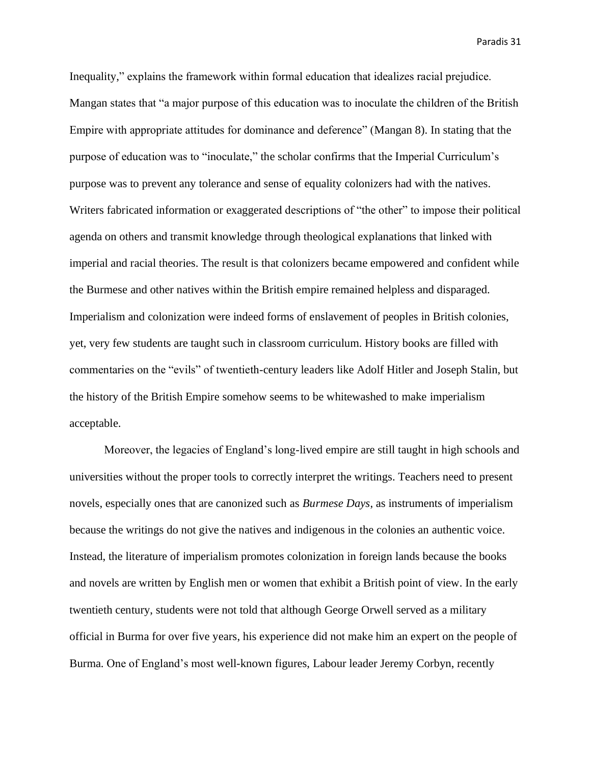Inequality," explains the framework within formal education that idealizes racial prejudice. Mangan states that "a major purpose of this education was to inoculate the children of the British Empire with appropriate attitudes for dominance and deference" (Mangan 8). In stating that the purpose of education was to "inoculate," the scholar confirms that the Imperial Curriculum's purpose was to prevent any tolerance and sense of equality colonizers had with the natives. Writers fabricated information or exaggerated descriptions of "the other" to impose their political agenda on others and transmit knowledge through theological explanations that linked with imperial and racial theories. The result is that colonizers became empowered and confident while the Burmese and other natives within the British empire remained helpless and disparaged. Imperialism and colonization were indeed forms of enslavement of peoples in British colonies, yet, very few students are taught such in classroom curriculum. History books are filled with commentaries on the "evils" of twentieth-century leaders like Adolf Hitler and Joseph Stalin, but the history of the British Empire somehow seems to be whitewashed to make imperialism acceptable.

Moreover, the legacies of England's long-lived empire are still taught in high schools and universities without the proper tools to correctly interpret the writings. Teachers need to present novels, especially ones that are canonized such as *Burmese Days*, as instruments of imperialism because the writings do not give the natives and indigenous in the colonies an authentic voice. Instead, the literature of imperialism promotes colonization in foreign lands because the books and novels are written by English men or women that exhibit a British point of view. In the early twentieth century, students were not told that although George Orwell served as a military official in Burma for over five years, his experience did not make him an expert on the people of Burma. One of England's most well-known figures, Labour leader Jeremy Corbyn, recently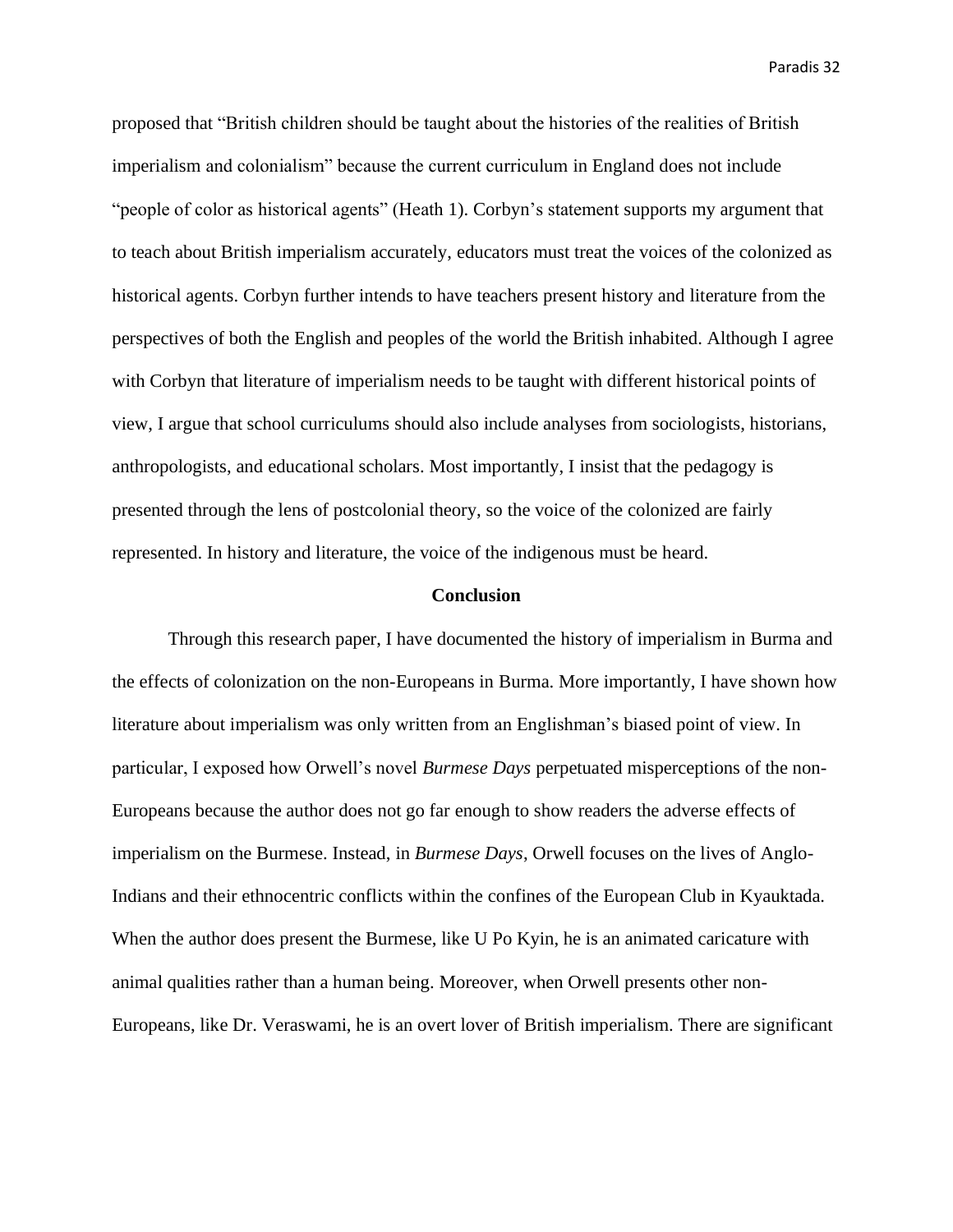proposed that "British children should be taught about the histories of the realities of British imperialism and colonialism" because the current curriculum in England does not include "people of color as historical agents" (Heath 1). Corbyn's statement supports my argument that to teach about British imperialism accurately, educators must treat the voices of the colonized as historical agents. Corbyn further intends to have teachers present history and literature from the perspectives of both the English and peoples of the world the British inhabited. Although I agree with Corbyn that literature of imperialism needs to be taught with different historical points of view, I argue that school curriculums should also include analyses from sociologists, historians, anthropologists, and educational scholars. Most importantly, I insist that the pedagogy is presented through the lens of postcolonial theory, so the voice of the colonized are fairly represented. In history and literature, the voice of the indigenous must be heard.

## Conclusion

Through this research paper, I have documented the history of imperialism in Burma and the effects of colonization on the non-Europeans in Burma. More importantly, I have shown how literature about imperialism was only written from an Englishman's biased point of view. In particular, I exposed how Orwell's novel *Burmese Days* perpetuated misperceptions of the non-Europeans because the author does not go far enough to show readers the adverse effects of imperialism on the Burmese. Instead, in *Burmese Days*, Orwell focuses on the lives of Anglo-Indians and their ethnocentric conflicts within the confines of the European Club in Kyauktada. When the author does present the Burmese, like U Po Kyin, he is an animated caricature with animal qualities rather than a human being. Moreover, when Orwell presents other non-Europeans, like Dr. Veraswami, he is an overt lover of British imperialism. There are significant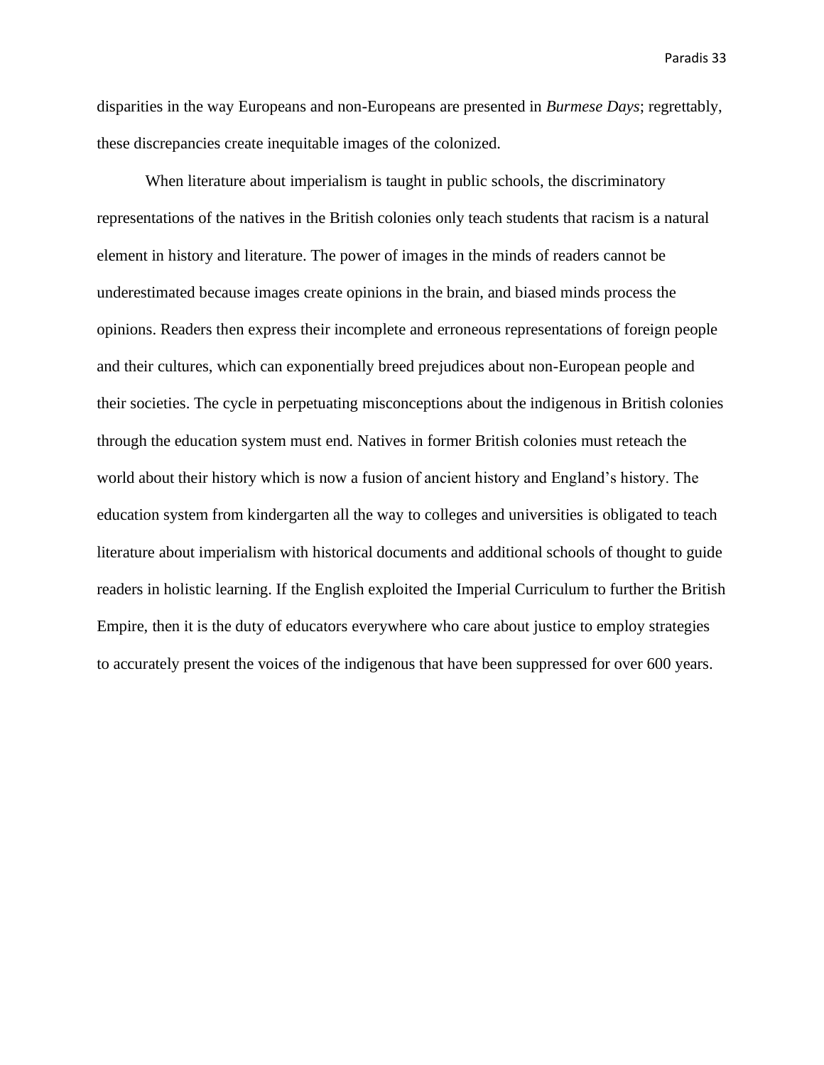disparities in the way Europeans and non-Europeans are presented in *Burmese Days*; regrettably, these discrepancies create inequitable images of the colonized.

When literature about imperialism is taught in public schools, the discriminatory representations of the natives in the British colonies only teach students that racism is a natural element in history and literature. The power of images in the minds of readers cannot be underestimated because images create opinions in the brain, and biased minds process the opinions. Readers then express their incomplete and erroneous representations of foreign people and their cultures, which can exponentially breed prejudices about non-European people and their societies. The cycle in perpetuating misconceptions about the indigenous in British colonies through the education system must end. Natives in former British colonies must reteach the world about their history which is now a fusion of ancient history and England's history. The education system from kindergarten all the way to colleges and universities is obligated to teach literature about imperialism with historical documents and additional schools of thought to guide readers in holistic learning. If the English exploited the Imperial Curriculum to further the British Empire, then it is the duty of educators everywhere who care about justice to employ strategies to accurately present the voices of the indigenous that have been suppressed for over 600 years.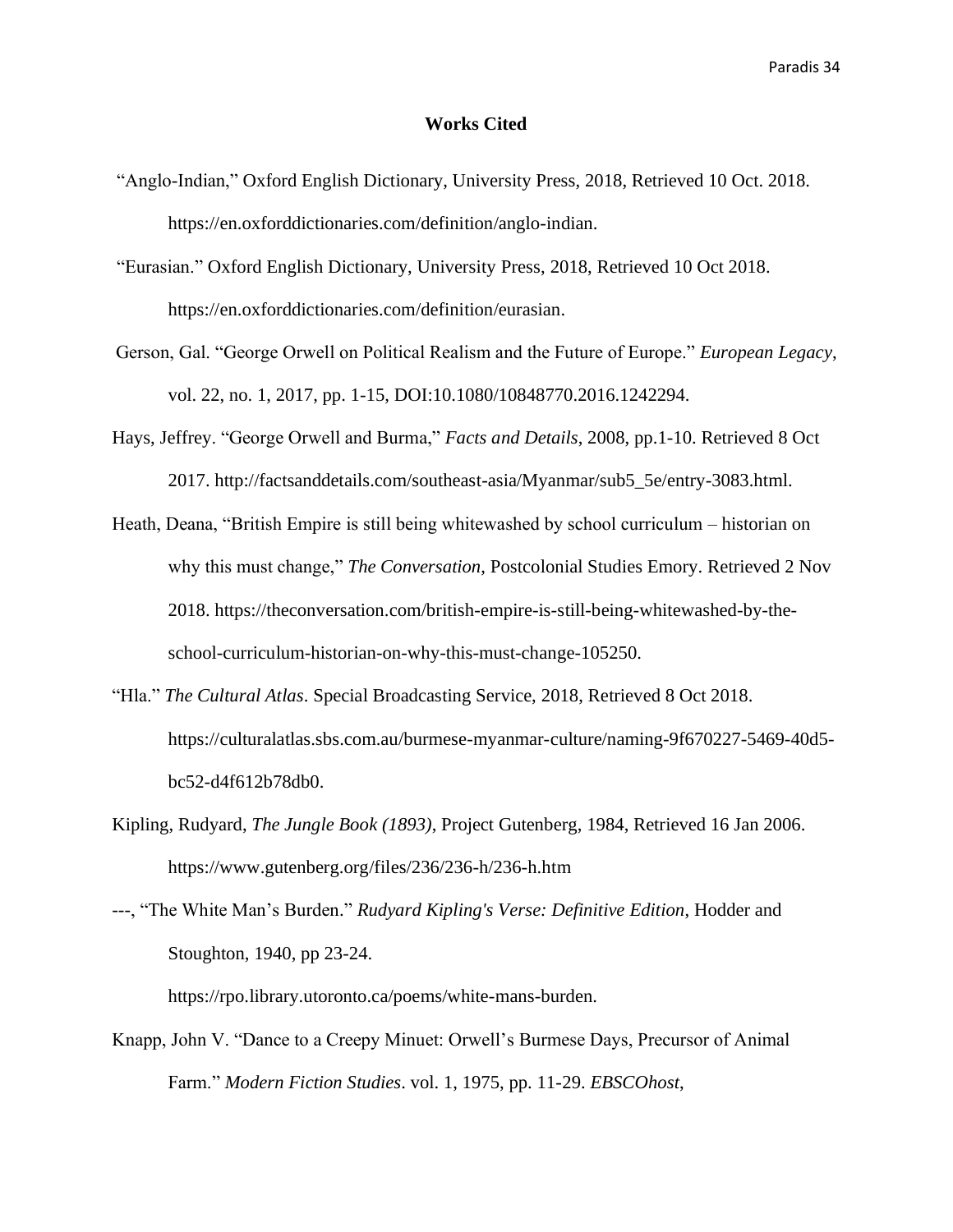## Works Cited

"Anglo-Indian," Oxford English Dictionary, University Press, 2018, Retrieved 10 Oct. 2018. https://en.oxforddictionaries.com/definition/anglo-indian.

"Eurasian." Oxford English Dictionary, University Press, 2018, Retrieved 10 Oct 2018. https://en.oxforddictionaries.com/definition/eurasian.

Gerson, Gal. "George Orwell on Political Realism and the Future of Europe." *European Legacy*, vol. 22, no. 1, 2017, pp. 1-15, DOI:10.1080/10848770.2016.1242294.

Hays, Jeffrey. "George Orwell and Burma," *Facts and Details*, 2008, pp.1-10. Retrieved 8 Oct 2017. http://factsanddetails.com/southeast-asia/Myanmar/sub5_5e/entry-3083.html.

Heath, Deana, "British Empire is still being whitewashed by school curriculum – historian on why this must change," *The Conversation*, Postcolonial Studies Emory. Retrieved 2 Nov 2018. https://theconversation.com/british-empire-is-still-being-whitewashed-by-the-school-curriculum-historian-on-why-this-must-change-105250.

"Hla." *The Cultural Atlas*. Special Broadcasting Service, 2018, Retrieved 8 Oct 2018. https://culturalatlas.sbs.com.au/burmese-myanmar-culture/naming-9f670227-5469-40d5-bc52-d4f612b78db0.

Kipling, Rudyard, *The Jungle Book (1893)*, Project Gutenberg, 1984, Retrieved 16 Jan 2006. https://www.gutenberg.org/files/236/236-h/236-h.htm

---, "The White Man's Burden." *Rudyard Kipling's Verse: Definitive Edition*, Hodder and Stoughton, 1940, pp 23-24. https://rpo.library.utoronto.ca/poems/white-mans-burden.

Knapp, John V. "Dance to a Creepy Minuet: Orwell's Burmese Days, Precursor of Animal Farm." *Modern Fiction Studies*. vol. 1, 1975, pp. 11-29. *EBSCOhost*,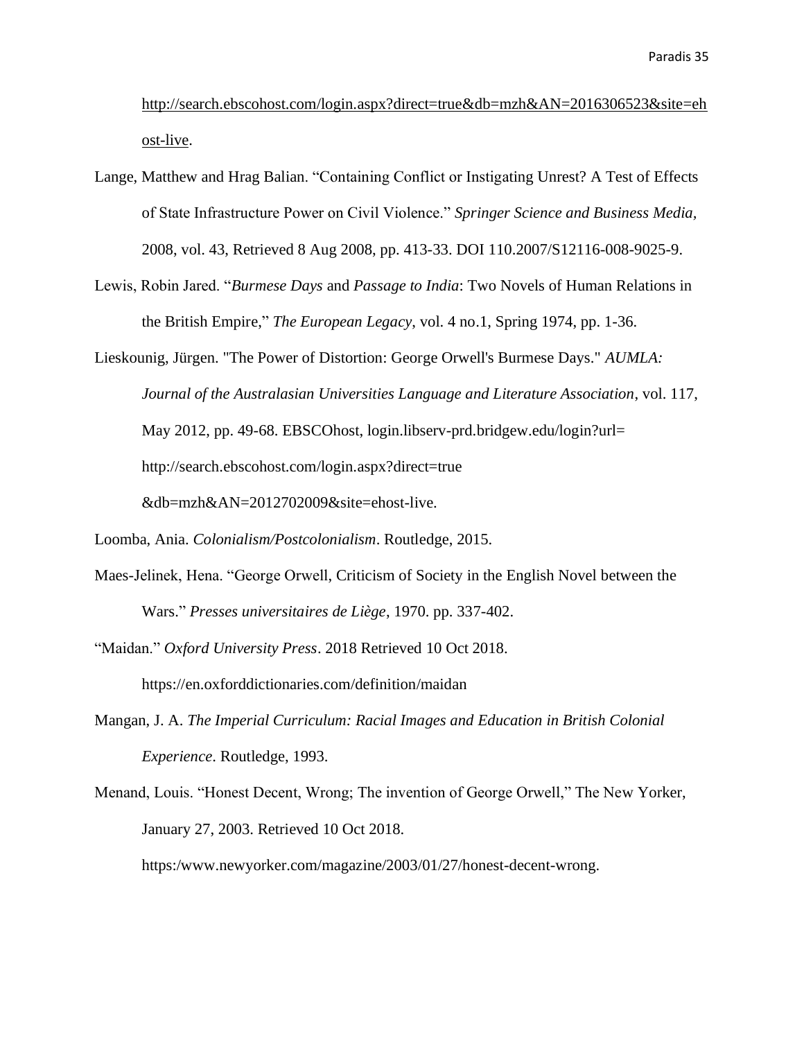http://search.ebscohost.com/login.aspx?direct=true&db=mzh&AN=2016306523&site=ehost-live.

Lange, Matthew and Hrag Balian. "Containing Conflict or Instigating Unrest? A Test of Effects of State Infrastructure Power on Civil Violence." *Springer Science and Business Media,* 2008, vol. 43, Retrieved 8 Aug 2008, pp. 413-33. DOI 110.2007/S12116-008-9025-9.

Lewis, Robin Jared. "*Burmese Days* and *Passage to India*: Two Novels of Human Relations in the British Empire," *The European Legacy*, vol. 4 no.1, Spring 1974, pp. 1-36.

Lieskounig, Jürgen. "The Power of Distortion: George Orwell's Burmese Days." *AUMLA: Journal of the Australasian Universities Language and Literature Association*, vol. 117, May 2012, pp. 49-68. EBSCOhost, login.libserv-prd.bridgew.edu/login?url= http://search.ebscohost.com/login.aspx?direct=true &db=mzh&AN=2012702009&site=ehost-live.

Loomba, Ania. *Colonialism/Postcolonialism*. Routledge, 2015.

Maes-Jelinek, Hena. "George Orwell, Criticism of Society in the English Novel between the Wars." *Presses universitaires de Liège*, 1970. pp. 337-402.

"Maidan." *Oxford University Press*. 2018 Retrieved 10 Oct 2018. https://en.oxforddictionaries.com/definition/maidan

Mangan, J. A. *The Imperial Curriculum: Racial Images and Education in British Colonial Experience*. Routledge, 1993.

Menand, Louis. "Honest Decent, Wrong; The invention of George Orwell," The New Yorker, January 27, 2003. Retrieved 10 Oct 2018. https:/www.newyorker.com/magazine/2003/01/27/honest-decent-wrong.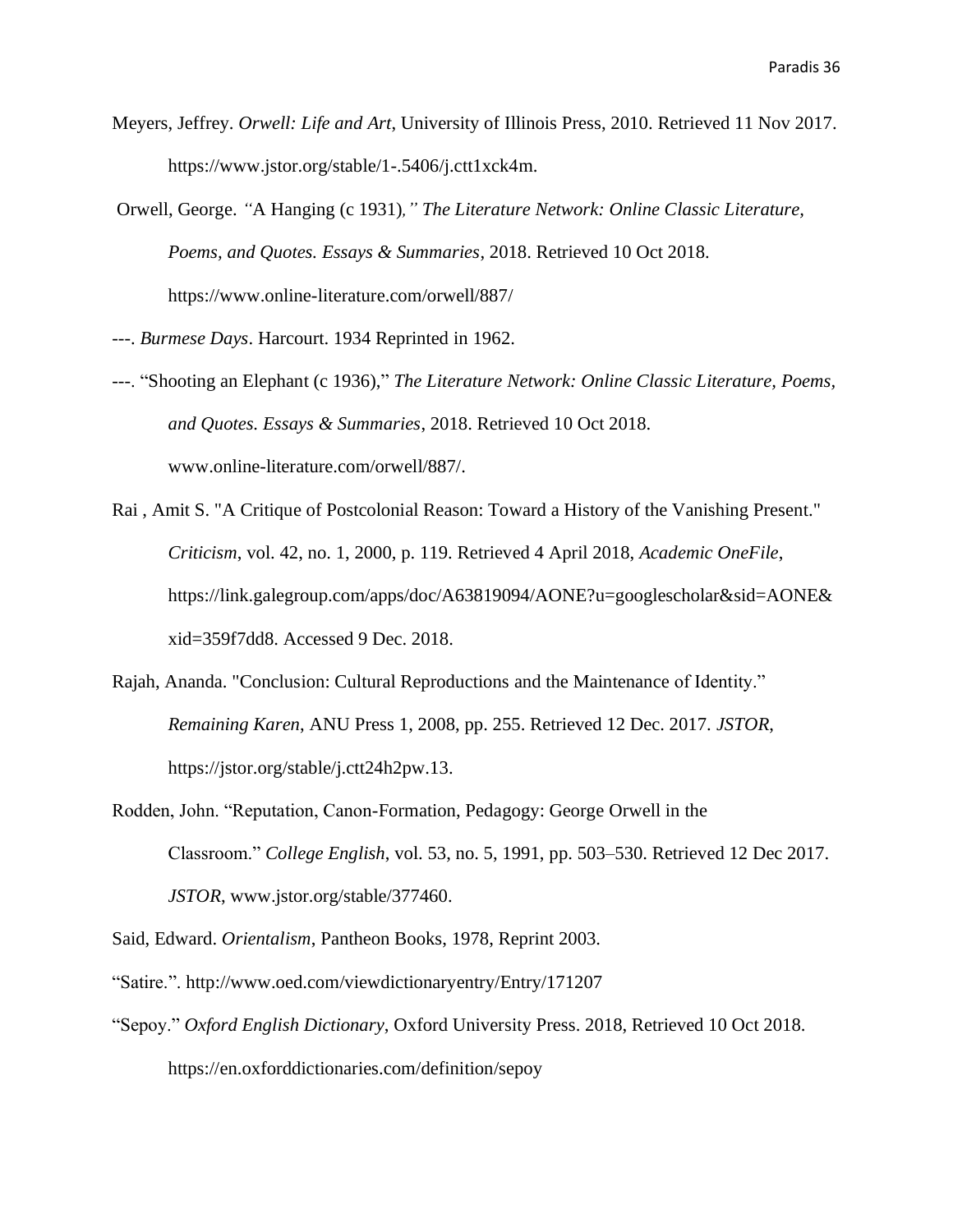Meyers, Jeffrey. *Orwell: Life and Art*, University of Illinois Press, 2010. Retrieved 11 Nov 2017. https://www.jstor.org/stable/1-.5406/j.ctt1xck4m.

Orwell, George. *"*A Hanging (c 1931)*," The Literature Network: Online Classic Literature, Poems, and Quotes. Essays & Summaries*, 2018. Retrieved 10 Oct 2018. https://www.online-literature.com/orwell/887/

---. *Burmese Days*. Harcourt. 1934 Reprinted in 1962.

---. "Shooting an Elephant (c 1936)," *The Literature Network: Online Classic Literature, Poems, and Quotes. Essays & Summaries*, 2018. Retrieved 10 Oct 2018. www.online-literature.com/orwell/887/.

Rai , Amit S. "A Critique of Postcolonial Reason: Toward a History of the Vanishing Present." *Criticism*, vol. 42, no. 1, 2000, p. 119. Retrieved 4 April 2018, *Academic OneFile*, https://link.galegroup.com/apps/doc/A63819094/AONE?u=googlescholar&sid=AONE&xid=359f7dd8. Accessed 9 Dec. 2018.

Rajah, Ananda. "Conclusion: Cultural Reproductions and the Maintenance of Identity." *Remaining Karen*, ANU Press 1, 2008, pp. 255. Retrieved 12 Dec. 2017. *JSTOR*, https://jstor.org/stable/j.ctt24h2pw.13.

Rodden, John. "Reputation, Canon-Formation, Pedagogy: George Orwell in the Classroom." *College English*, vol. 53, no. 5, 1991, pp. 503–530. Retrieved 12 Dec 2017. *JSTOR*, www.jstor.org/stable/377460.

Said, Edward. *Orientalism*, Pantheon Books, 1978, Reprint 2003.

"Satire.". http://www.oed.com/viewdictionaryentry/Entry/171207

"Sepoy." *Oxford English Dictionary*, Oxford University Press. 2018, Retrieved 10 Oct 2018. https://en.oxforddictionaries.com/definition/sepoy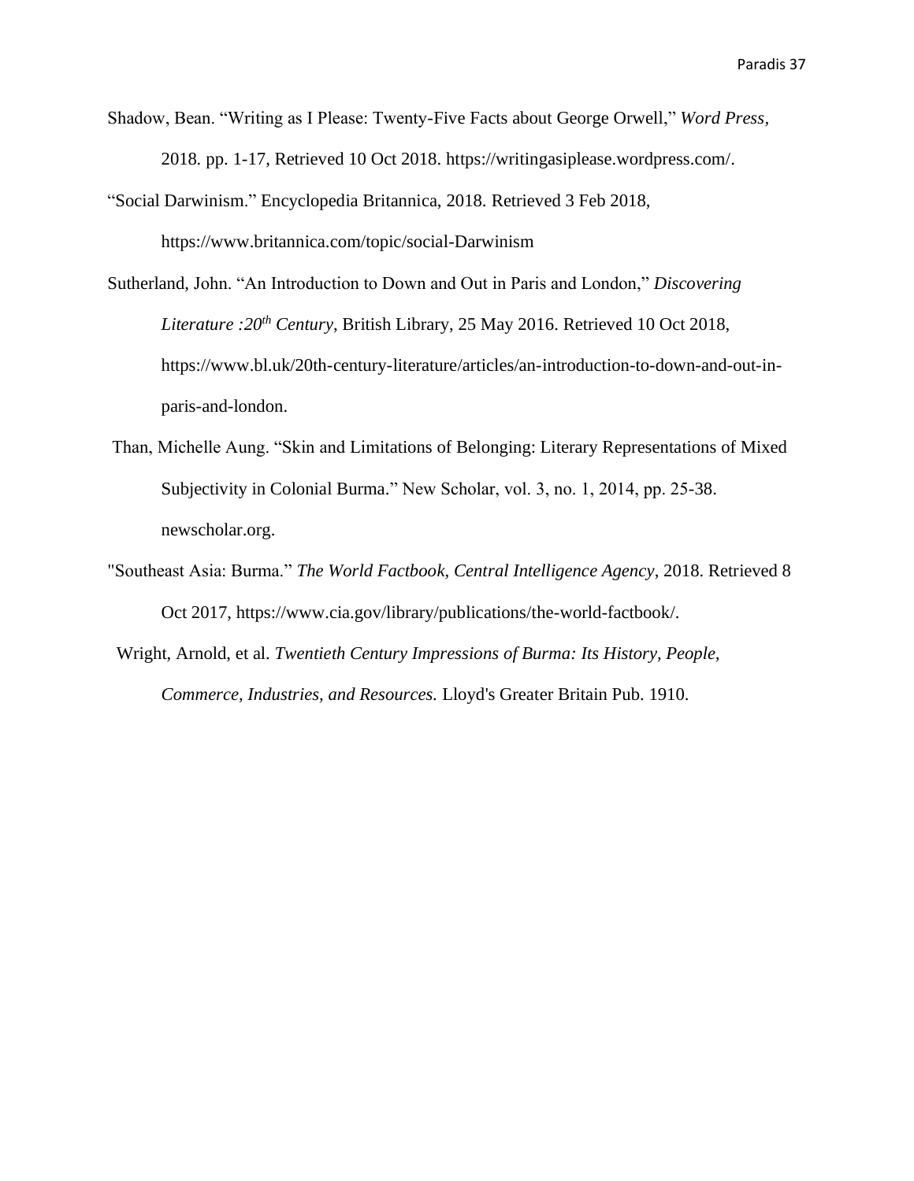Shadow, Bean. "Writing as I Please: Twenty-Five Facts about George Orwell," *Word Press*, 2018. pp. 1-17, Retrieved 10 Oct 2018. https://writingasiplease.wordpress.com/.

"Social Darwinism." Encyclopedia Britannica, 2018. Retrieved 3 Feb 2018, https://www.britannica.com/topic/social-Darwinism

Sutherland, John. "An Introduction to Down and Out in Paris and London," *Discovering Literature :20th Century*, British Library, 25 May 2016. Retrieved 10 Oct 2018, https://www.bl.uk/20th-century-literature/articles/an-introduction-to-down-and-out-in-paris-and-london.

Than, Michelle Aung. "Skin and Limitations of Belonging: Literary Representations of Mixed Subjectivity in Colonial Burma." New Scholar, vol. 3, no. 1, 2014, pp. 25-38. newscholar.org.

"Southeast Asia: Burma." *The World Factbook, Central Intelligence Agency*, 2018. Retrieved 8 Oct 2017, https://www.cia.gov/library/publications/the-world-factbook/.

Wright, Arnold, et al. *Twentieth Century Impressions of Burma: Its History, People, Commerce, Industries, and Resources.* Lloyd's Greater Britain Pub. 1910.